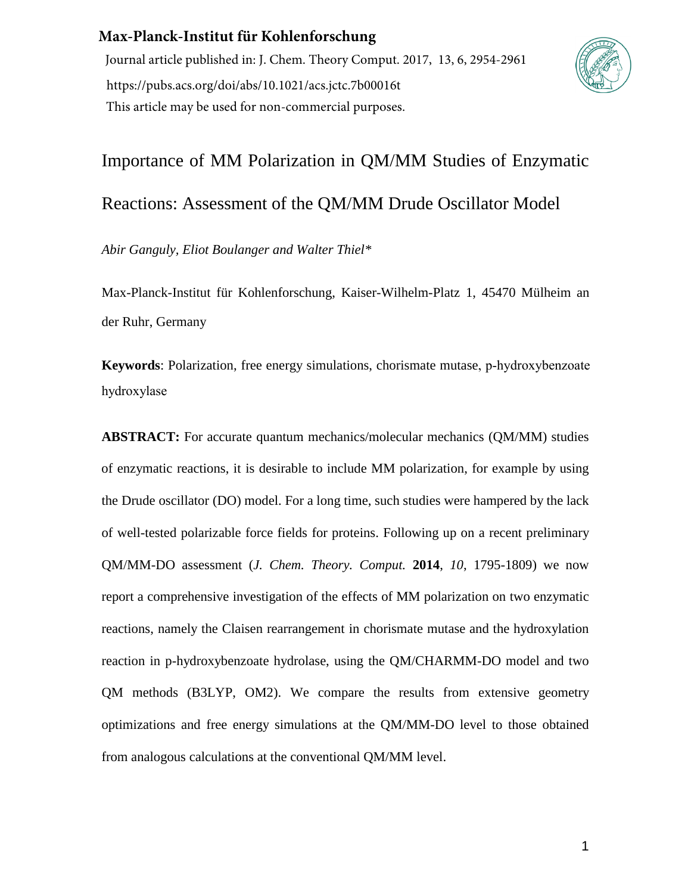**Max-Planck-Institut für Kohlenforschung**

Journal article published in: J. Chem. Theory Comput. 2017, 13, 6, 2954-2961

https://pubs.acs.org/doi/abs/10.1021/acs.jctc.7b00016t

This article may be used for non-commercial purposes.

# Importance of MM Polarization in QM/MM Studies of Enzymatic Reactions: Assessment of the QM/MM Drude Oscillator Model

*Abir Ganguly, Eliot Boulanger and Walter Thiel\**

Max-Planck-Institut für Kohlenforschung, Kaiser-Wilhelm-Platz 1, 45470 Mülheim an der Ruhr, Germany

**Keywords**: Polarization, free energy simulations, chorismate mutase, p-hydroxybenzoate hydroxylase

**ABSTRACT:** For accurate quantum mechanics/molecular mechanics (QM/MM) studies of enzymatic reactions, it is desirable to include MM polarization, for example by using the Drude oscillator (DO) model. For a long time, such studies were hampered by the lack of well-tested polarizable force fields for proteins. Following up on a recent preliminary QM/MM-DO assessment (*J. Chem. Theory. Comput.* **2014**, *10*, 1795-1809) we now report a comprehensive investigation of the effects of MM polarization on two enzymatic reactions, namely the Claisen rearrangement in chorismate mutase and the hydroxylation reaction in p-hydroxybenzoate hydrolase, using the QM/CHARMM-DO model and two QM methods (B3LYP, OM2). We compare the results from extensive geometry optimizations and free energy simulations at the QM/MM-DO level to those obtained from analogous calculations at the conventional QM/MM level.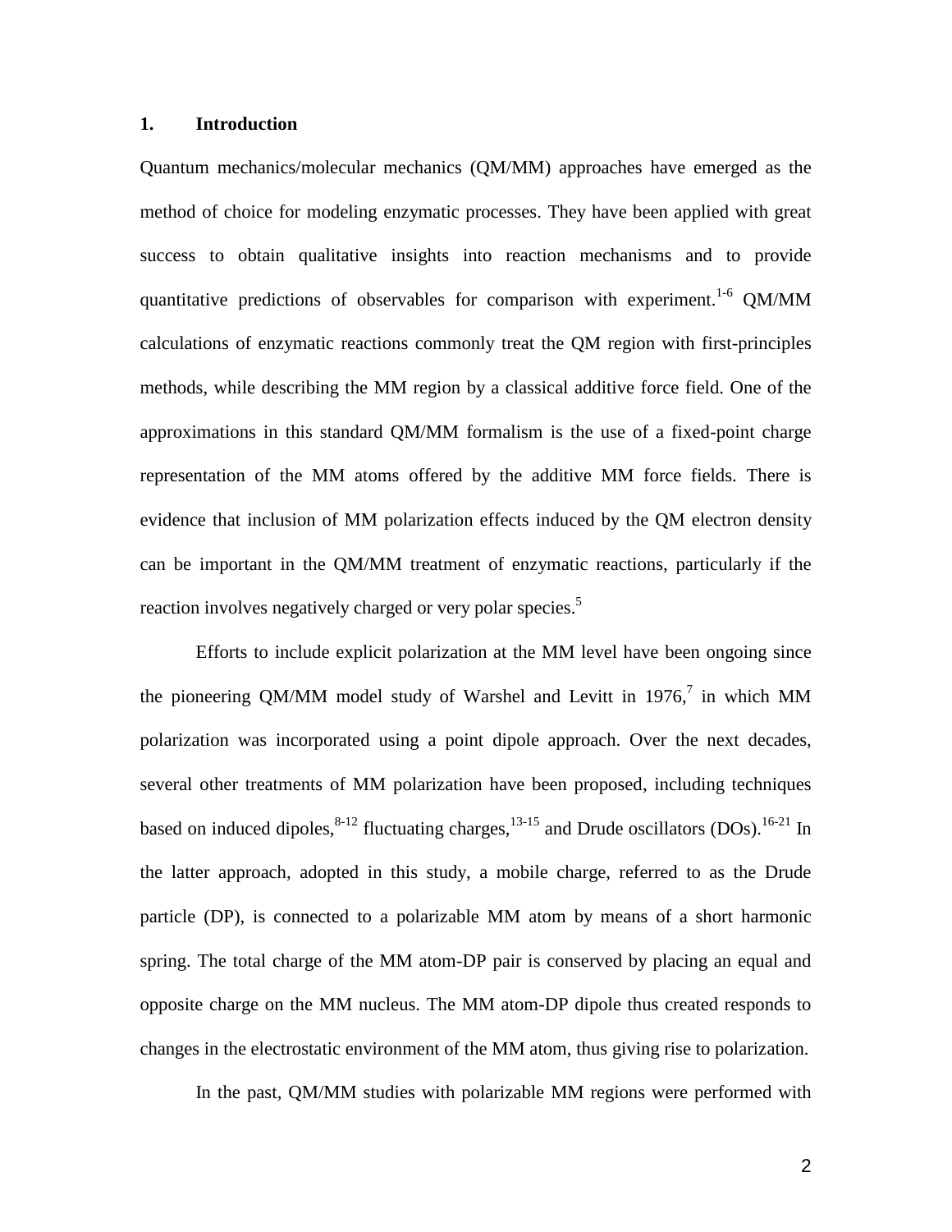## 1. Introduction

Quantum mechanics/molecular mechanics (QM/MM) approaches have emerged as the method of choice for modeling enzymatic processes. They have been applied with great success to obtain qualitative insights into reaction mechanisms and to provide quantitative predictions of observables for comparison with experiment.[1-6] QM/MM calculations of enzymatic reactions commonly treat the QM region with first-principles methods, while describing the MM region by a classical additive force field. One of the approximations in this standard QM/MM formalism is the use of a fixed-point charge representation of the MM atoms offered by the additive MM force fields. There is evidence that inclusion of MM polarization effects induced by the QM electron density can be important in the QM/MM treatment of enzymatic reactions, particularly if the reaction involves negatively charged or very polar species.[5]

Efforts to include explicit polarization at the MM level have been ongoing since the pioneering QM/MM model study of Warshel and Levitt in 1976,[7] in which MM polarization was incorporated using a point dipole approach. Over the next decades, several other treatments of MM polarization have been proposed, including techniques based on induced dipoles,[8-12] fluctuating charges,[13-15] and Drude oscillators (DOs).[16-21] In the latter approach, adopted in this study, a mobile charge, referred to as the Drude particle (DP), is connected to a polarizable MM atom by means of a short harmonic spring. The total charge of the MM atom-DP pair is conserved by placing an equal and opposite charge on the MM nucleus. The MM atom-DP dipole thus created responds to changes in the electrostatic environment of the MM atom, thus giving rise to polarization.

In the past, QM/MM studies with polarizable MM regions were performed with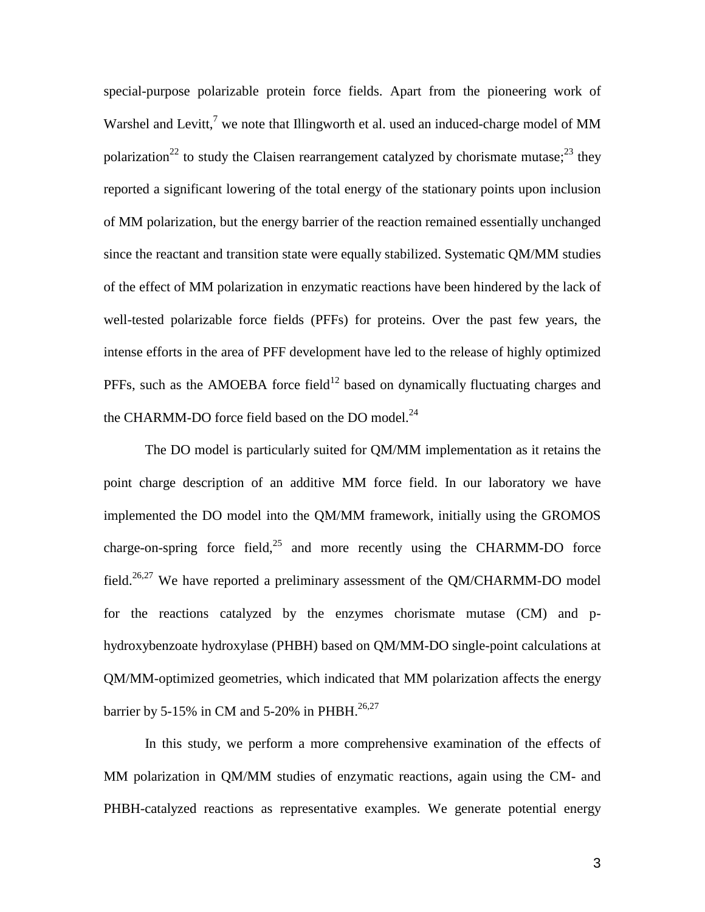special-purpose polarizable protein force fields. Apart from the pioneering work of Warshel and Levitt,[7] we note that Illingworth et al. used an induced-charge model of MM polarization[22] to study the Claisen rearrangement catalyzed by chorismate mutase;[23] they reported a significant lowering of the total energy of the stationary points upon inclusion of MM polarization, but the energy barrier of the reaction remained essentially unchanged since the reactant and transition state were equally stabilized. Systematic QM/MM studies of the effect of MM polarization in enzymatic reactions have been hindered by the lack of well-tested polarizable force fields (PFFs) for proteins. Over the past few years, the intense efforts in the area of PFF development have led to the release of highly optimized PFFs, such as the AMOEBA force field[12] based on dynamically fluctuating charges and the CHARMM-DO force field based on the DO model.[24]

The DO model is particularly suited for QM/MM implementation as it retains the point charge description of an additive MM force field. In our laboratory we have implemented the DO model into the QM/MM framework, initially using the GROMOS charge-on-spring force field,[25] and more recently using the CHARMM-DO force field.[26,27] We have reported a preliminary assessment of the QM/CHARMM-DO model for the reactions catalyzed by the enzymes chorismate mutase (CM) and p-hydroxybenzoate hydroxylase (PHBH) based on QM/MM-DO single-point calculations at QM/MM-optimized geometries, which indicated that MM polarization affects the energy barrier by 5-15% in CM and 5-20% in PHBH.[26,27]

In this study, we perform a more comprehensive examination of the effects of MM polarization in QM/MM studies of enzymatic reactions, again using the CM- and PHBH-catalyzed reactions as representative examples. We generate potential energy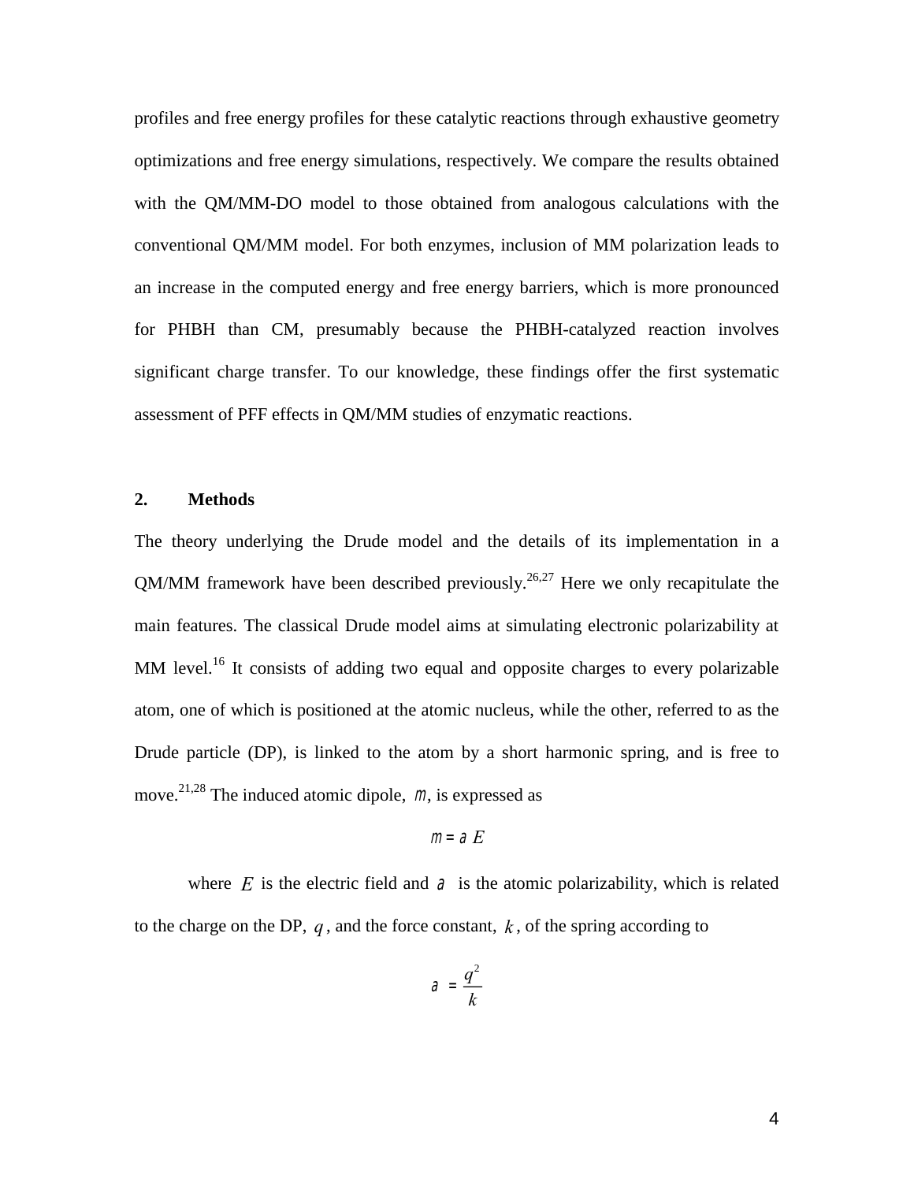profiles and free energy profiles for these catalytic reactions through exhaustive geometry optimizations and free energy simulations, respectively. We compare the results obtained with the QM/MM-DO model to those obtained from analogous calculations with the conventional QM/MM model. For both enzymes, inclusion of MM polarization leads to an increase in the computed energy and free energy barriers, which is more pronounced for PHBH than CM, presumably because the PHBH-catalyzed reaction involves significant charge transfer. To our knowledge, these findings offer the first systematic assessment of PFF effects in QM/MM studies of enzymatic reactions.

## 2. Methods

The theory underlying the Drude model and the details of its implementation in a QM/MM framework have been described previously.[26,27] Here we only recapitulate the main features. The classical Drude model aims at simulating electronic polarizability at MM level.[16] It consists of adding two equal and opposite charges to every polarizable atom, one of which is positioned at the atomic nucleus, while the other, referred to as the Drude particle (DP), is linked to the atom by a short harmonic spring, and is free to move.[21,28] The induced atomic dipole, $\mu$, is expressed as

$$\mu = \alpha E$$

where $E$ is the electric field and $\alpha$ is the atomic polarizability, which is related to the charge on the DP, $q$, and the force constant, $k$, of the spring according to

$$\alpha = \frac{q^2}{k}$$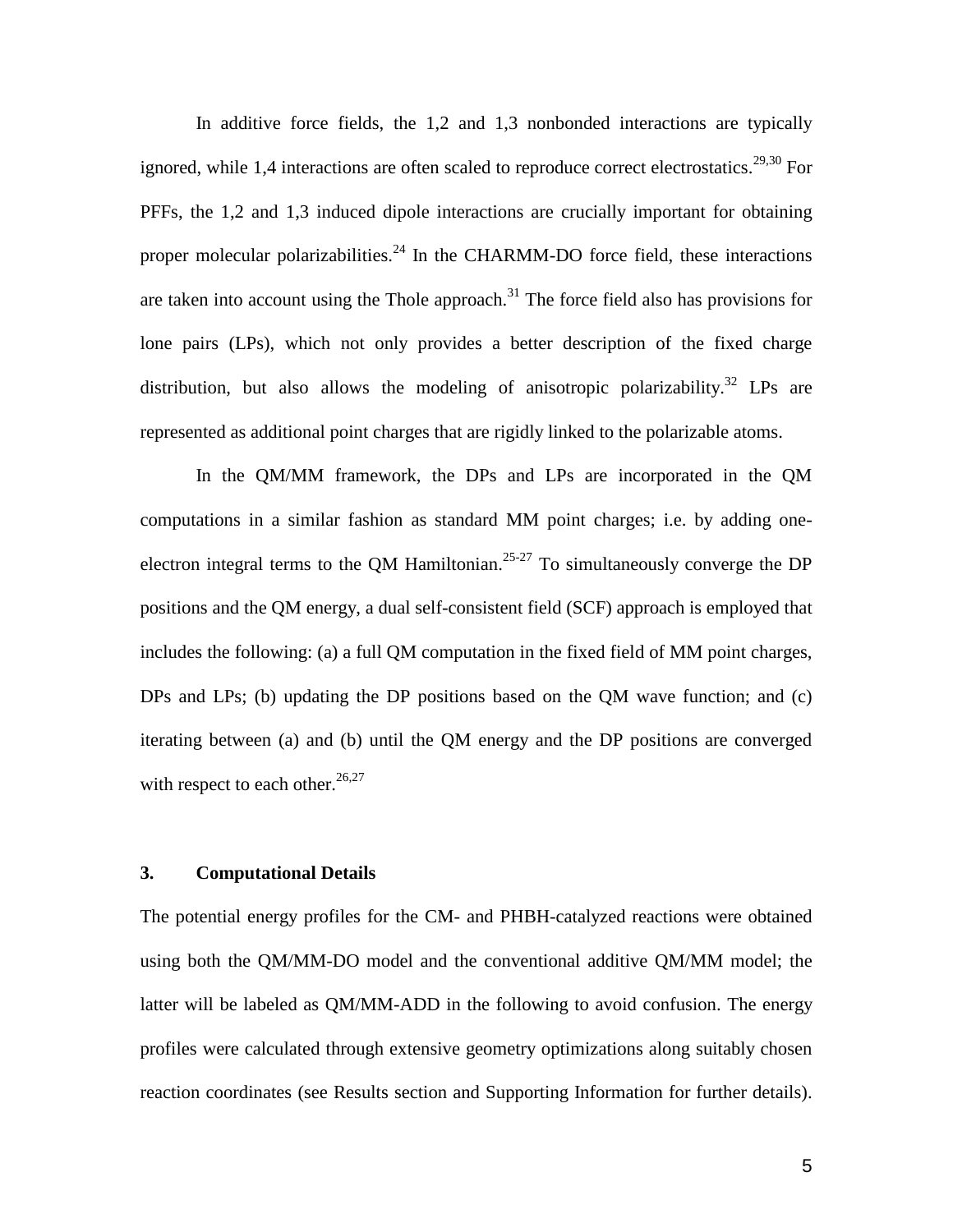In additive force fields, the 1,2 and 1,3 nonbonded interactions are typically ignored, while 1,4 interactions are often scaled to reproduce correct electrostatics.[29,30] For PFFs, the 1,2 and 1,3 induced dipole interactions are crucially important for obtaining proper molecular polarizabilities.[24] In the CHARMM-DO force field, these interactions are taken into account using the Thole approach.[31] The force field also has provisions for lone pairs (LPs), which not only provides a better description of the fixed charge distribution, but also allows the modeling of anisotropic polarizability.[32] LPs are represented as additional point charges that are rigidly linked to the polarizable atoms.

In the QM/MM framework, the DPs and LPs are incorporated in the QM computations in a similar fashion as standard MM point charges; i.e. by adding one-electron integral terms to the QM Hamiltonian.[25-27] To simultaneously converge the DP positions and the QM energy, a dual self-consistent field (SCF) approach is employed that includes the following: (a) a full QM computation in the fixed field of MM point charges, DPs and LPs; (b) updating the DP positions based on the QM wave function; and (c) iterating between (a) and (b) until the QM energy and the DP positions are converged with respect to each other.[26,27]

## 3. Computational Details

The potential energy profiles for the CM- and PHBH-catalyzed reactions were obtained using both the QM/MM-DO model and the conventional additive QM/MM model; the latter will be labeled as QM/MM-ADD in the following to avoid confusion. The energy profiles were calculated through extensive geometry optimizations along suitably chosen reaction coordinates (see Results section and Supporting Information for further details).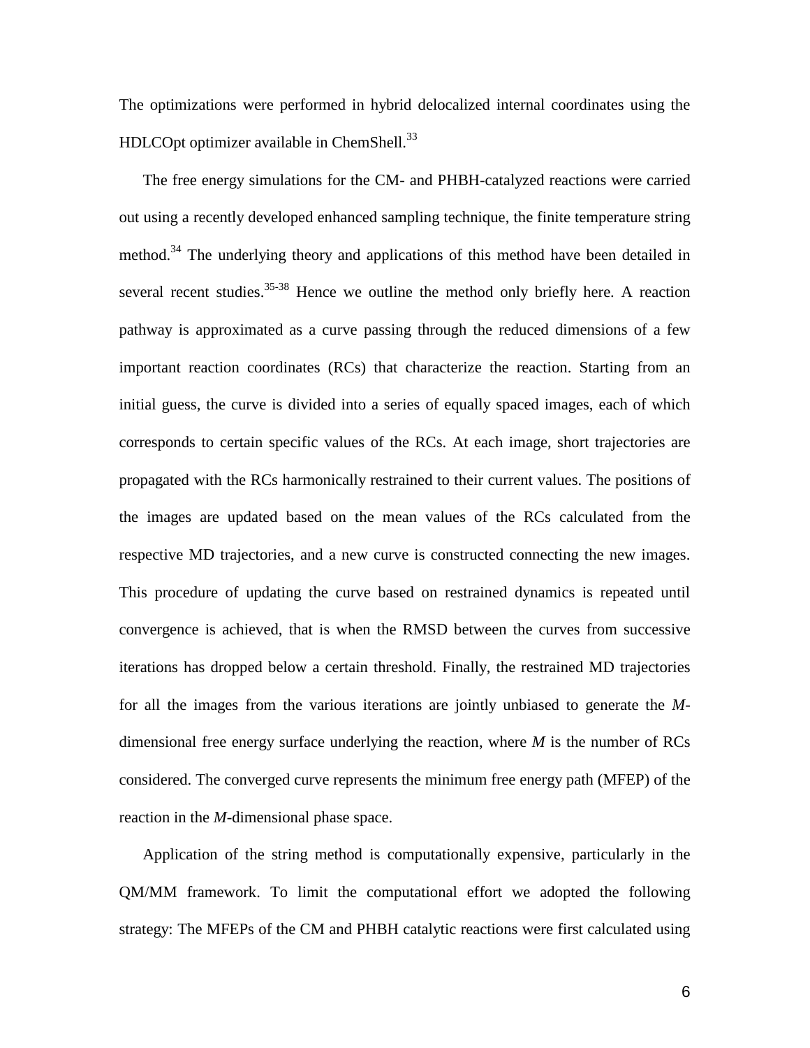The optimizations were performed in hybrid delocalized internal coordinates using the HDLCOpt optimizer available in ChemShell.[33]

The free energy simulations for the CM- and PHBH-catalyzed reactions were carried out using a recently developed enhanced sampling technique, the finite temperature string method.[34] The underlying theory and applications of this method have been detailed in several recent studies.[35-38] Hence we outline the method only briefly here. A reaction pathway is approximated as a curve passing through the reduced dimensions of a few important reaction coordinates (RCs) that characterize the reaction. Starting from an initial guess, the curve is divided into a series of equally spaced images, each of which corresponds to certain specific values of the RCs. At each image, short trajectories are propagated with the RCs harmonically restrained to their current values. The positions of the images are updated based on the mean values of the RCs calculated from the respective MD trajectories, and a new curve is constructed connecting the new images. This procedure of updating the curve based on restrained dynamics is repeated until convergence is achieved, that is when the RMSD between the curves from successive iterations has dropped below a certain threshold. Finally, the restrained MD trajectories for all the images from the various iterations are jointly unbiased to generate the $M$-dimensional free energy surface underlying the reaction, where $M$ is the number of RCs considered. The converged curve represents the minimum free energy path (MFEP) of the reaction in the $M$-dimensional phase space.

Application of the string method is computationally expensive, particularly in the QM/MM framework. To limit the computational effort we adopted the following strategy: The MFEPs of the CM and PHBH catalytic reactions were first calculated using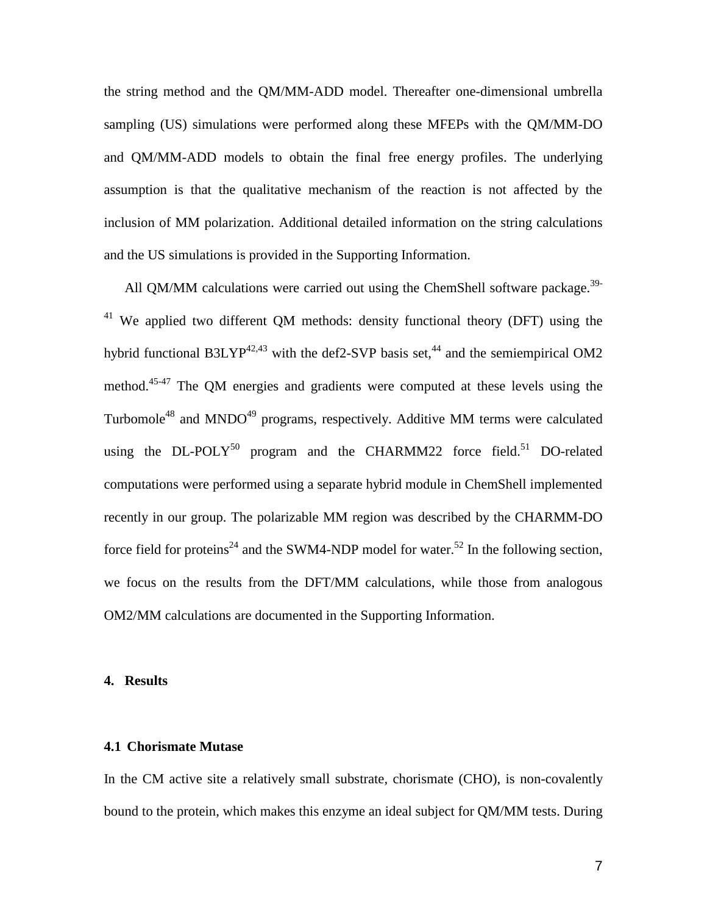the string method and the QM/MM-ADD model. Thereafter one-dimensional umbrella sampling (US) simulations were performed along these MFEPs with the QM/MM-DO and QM/MM-ADD models to obtain the final free energy profiles. The underlying assumption is that the qualitative mechanism of the reaction is not affected by the inclusion of MM polarization. Additional detailed information on the string calculations and the US simulations is provided in the Supporting Information.

All QM/MM calculations were carried out using the ChemShell software package.[39-41] We applied two different QM methods: density functional theory (DFT) using the hybrid functional B3LYP[42,43] with the def2-SVP basis set,[44] and the semiempirical OM2 method.[45-47] The QM energies and gradients were computed at these levels using the Turbomole[48] and MNDO[49] programs, respectively. Additive MM terms were calculated using the DL-POLY[50] program and the CHARMM22 force field.[51] DO-related computations were performed using a separate hybrid module in ChemShell implemented recently in our group. The polarizable MM region was described by the CHARMM-DO force field for proteins[24] and the SWM4-NDP model for water.[52] In the following section, we focus on the results from the DFT/MM calculations, while those from analogous OM2/MM calculations are documented in the Supporting Information.

## 4. Results

### 4.1 Chorismate Mutase

In the CM active site a relatively small substrate, chorismate (CHO), is non-covalently bound to the protein, which makes this enzyme an ideal subject for QM/MM tests. During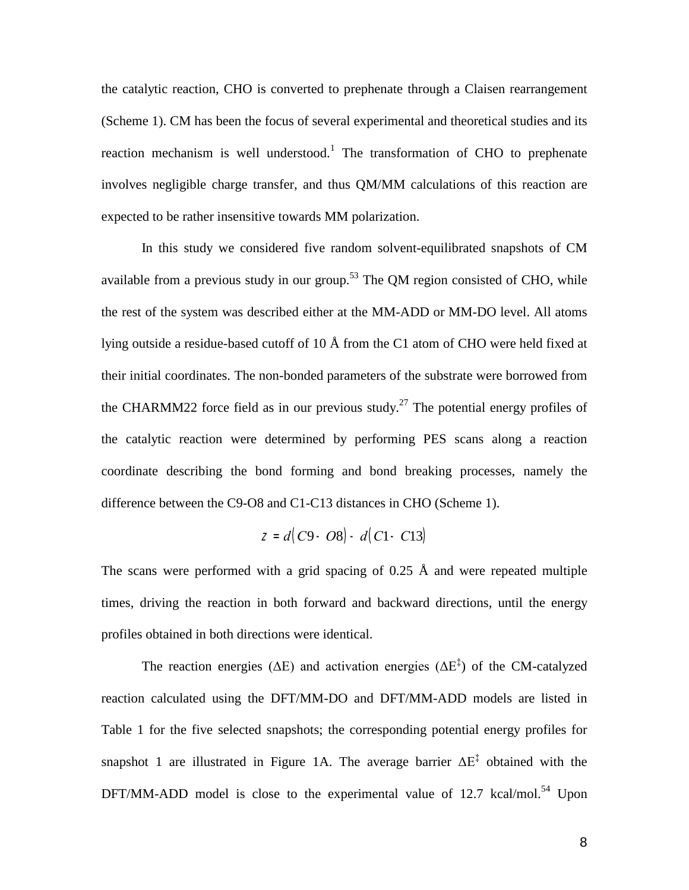the catalytic reaction, CHO is converted to prephenate through a Claisen rearrangement (Scheme 1). CM has been the focus of several experimental and theoretical studies and its reaction mechanism is well understood.[1] The transformation of CHO to prephenate involves negligible charge transfer, and thus QM/MM calculations of this reaction are expected to be rather insensitive towards MM polarization.

In this study we considered five random solvent-equilibrated snapshots of CM available from a previous study in our group.[53] The QM region consisted of CHO, while the rest of the system was described either at the MM-ADD or MM-DO level. All atoms lying outside a residue-based cutoff of 10 Å from the C1 atom of CHO were held fixed at their initial coordinates. The non-bonded parameters of the substrate were borrowed from the CHARMM22 force field as in our previous study.[27] The potential energy profiles of the catalytic reaction were determined by performing PES scans along a reaction coordinate describing the bond forming and bond breaking processes, namely the difference between the C9-O8 and C1-C13 distances in CHO (Scheme 1).

$$z = d(C9 - O8) - d(C1 - C13)$$

The scans were performed with a grid spacing of 0.25 Å and were repeated multiple times, driving the reaction in both forward and backward directions, until the energy profiles obtained in both directions were identical.

The reaction energies ($\Delta E$) and activation energies ($\Delta E^{\ddagger}$) of the CM-catalyzed reaction calculated using the DFT/MM-DO and DFT/MM-ADD models are listed in Table 1 for the five selected snapshots; the corresponding potential energy profiles for snapshot 1 are illustrated in Figure 1A. The average barrier $\Delta E^{\ddagger}$ obtained with the DFT/MM-ADD model is close to the experimental value of 12.7 kcal/mol.[54] Upon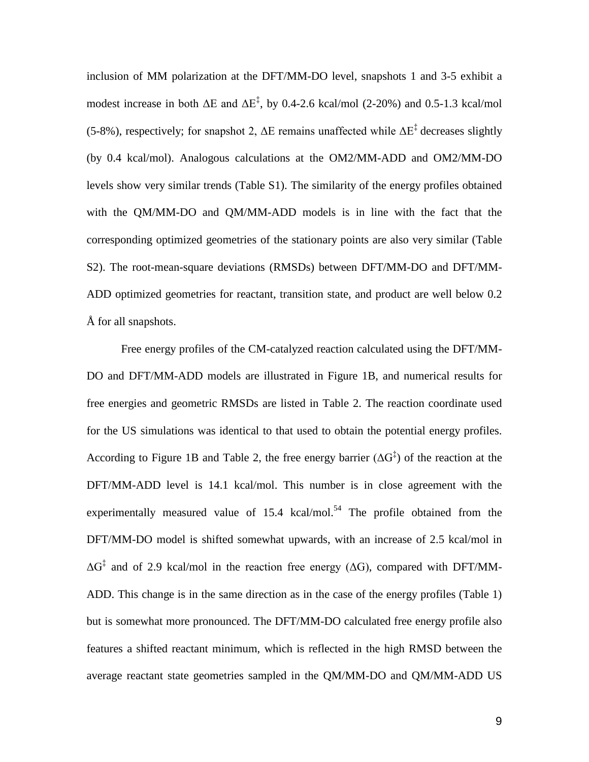inclusion of MM polarization at the DFT/MM-DO level, snapshots 1 and 3-5 exhibit a modest increase in both $\Delta$E and $\Delta$E$^{\ddagger}$, by 0.4-2.6 kcal/mol (2-20%) and 0.5-1.3 kcal/mol (5-8%), respectively; for snapshot 2, $\Delta$E remains unaffected while $\Delta$E$^{\ddagger}$ decreases slightly (by 0.4 kcal/mol). Analogous calculations at the OM2/MM-ADD and OM2/MM-DO levels show very similar trends (Table S1). The similarity of the energy profiles obtained with the QM/MM-DO and QM/MM-ADD models is in line with the fact that the corresponding optimized geometries of the stationary points are also very similar (Table S2). The root-mean-square deviations (RMSDs) between DFT/MM-DO and DFT/MM-ADD optimized geometries for reactant, transition state, and product are well below 0.2 Å for all snapshots.

Free energy profiles of the CM-catalyzed reaction calculated using the DFT/MM-DO and DFT/MM-ADD models are illustrated in Figure 1B, and numerical results for free energies and geometric RMSDs are listed in Table 2. The reaction coordinate used for the US simulations was identical to that used to obtain the potential energy profiles. According to Figure 1B and Table 2, the free energy barrier ($\Delta$G$^{\ddagger}$) of the reaction at the DFT/MM-ADD level is 14.1 kcal/mol. This number is in close agreement with the experimentally measured value of 15.4 kcal/mol.[54] The profile obtained from the DFT/MM-DO model is shifted somewhat upwards, with an increase of 2.5 kcal/mol in $\Delta$G$^{\ddagger}$ and of 2.9 kcal/mol in the reaction free energy ($\Delta$G), compared with DFT/MM-ADD. This change is in the same direction as in the case of the energy profiles (Table 1) but is somewhat more pronounced. The DFT/MM-DO calculated free energy profile also features a shifted reactant minimum, which is reflected in the high RMSD between the average reactant state geometries sampled in the QM/MM-DO and QM/MM-ADD US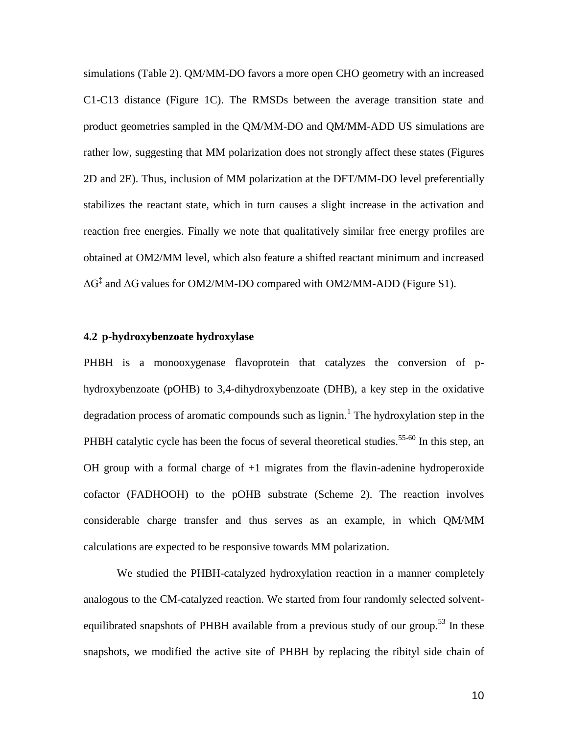simulations (Table 2). QM/MM-DO favors a more open CHO geometry with an increased C1-C13 distance (Figure 1C). The RMSDs between the average transition state and product geometries sampled in the QM/MM-DO and QM/MM-ADD US simulations are rather low, suggesting that MM polarization does not strongly affect these states (Figures 2D and 2E). Thus, inclusion of MM polarization at the DFT/MM-DO level preferentially stabilizes the reactant state, which in turn causes a slight increase in the activation and reaction free energies. Finally we note that qualitatively similar free energy profiles are obtained at OM2/MM level, which also feature a shifted reactant minimum and increased $\Delta G^{\ddagger}$ and $\Delta G$ values for OM2/MM-DO compared with OM2/MM-ADD (Figure S1).

### 4.2 p-hydroxybenzoate hydroxylase

PHBH is a monooxygenase flavoprotein that catalyzes the conversion of p-hydroxybenzoate (pOHB) to 3,4-dihydroxybenzoate (DHB), a key step in the oxidative degradation process of aromatic compounds such as lignin.[1] The hydroxylation step in the PHBH catalytic cycle has been the focus of several theoretical studies.[55-60] In this step, an OH group with a formal charge of +1 migrates from the flavin-adenine hydroperoxide cofactor (FADHOOH) to the pOHB substrate (Scheme 2). The reaction involves considerable charge transfer and thus serves as an example, in which QM/MM calculations are expected to be responsive towards MM polarization.

We studied the PHBH-catalyzed hydroxylation reaction in a manner completely analogous to the CM-catalyzed reaction. We started from four randomly selected solvent-equilibrated snapshots of PHBH available from a previous study of our group.[53] In these snapshots, we modified the active site of PHBH by replacing the ribityl side chain of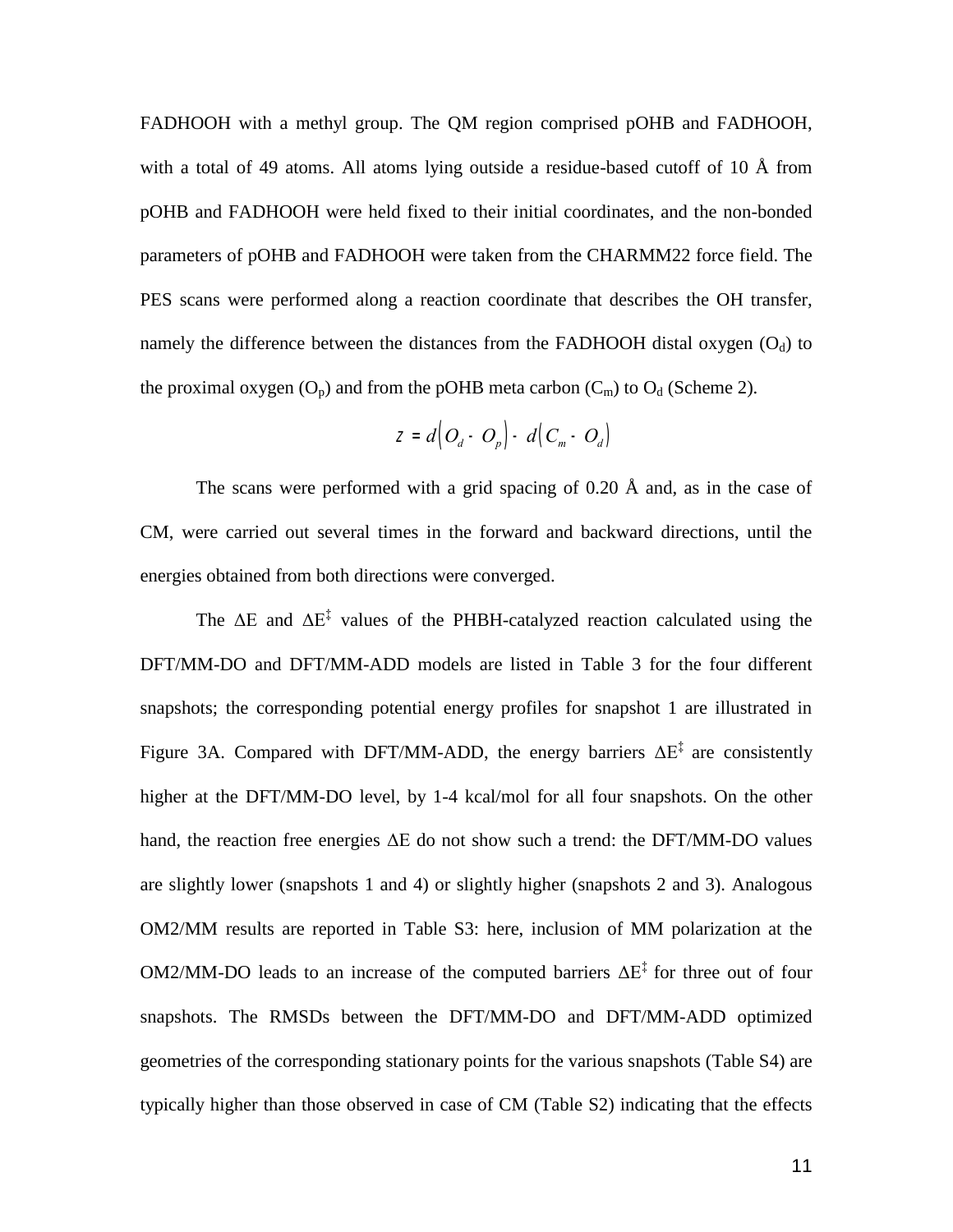FADHOOH with a methyl group. The QM region comprised pOHB and FADHOOH, with a total of 49 atoms. All atoms lying outside a residue-based cutoff of 10 Å from pOHB and FADHOOH were held fixed to their initial coordinates, and the non-bonded parameters of pOHB and FADHOOH were taken from the CHARMM22 force field. The PES scans were performed along a reaction coordinate that describes the OH transfer, namely the difference between the distances from the FADHOOH distal oxygen ($O_d$) to the proximal oxygen ($O_p$) and from the pOHB meta carbon ($C_m$) to $O_d$ (Scheme 2).

$$z = d\left(O_d - O_p\right) - d\left(C_m - O_d\right)$$

The scans were performed with a grid spacing of 0.20 Å and, as in the case of CM, were carried out several times in the forward and backward directions, until the energies obtained from both directions were converged.

The $\Delta E$ and $\Delta E^{\ddagger}$ values of the PHBH-catalyzed reaction calculated using the DFT/MM-DO and DFT/MM-ADD models are listed in Table 3 for the four different snapshots; the corresponding potential energy profiles for snapshot 1 are illustrated in Figure 3A. Compared with DFT/MM-ADD, the energy barriers $\Delta E^{\ddagger}$ are consistently higher at the DFT/MM-DO level, by 1-4 kcal/mol for all four snapshots. On the other hand, the reaction free energies $\Delta E$ do not show such a trend: the DFT/MM-DO values are slightly lower (snapshots 1 and 4) or slightly higher (snapshots 2 and 3). Analogous OM2/MM results are reported in Table S3: here, inclusion of MM polarization at the OM2/MM-DO leads to an increase of the computed barriers $\Delta E^{\ddagger}$ for three out of four snapshots. The RMSDs between the DFT/MM-DO and DFT/MM-ADD optimized geometries of the corresponding stationary points for the various snapshots (Table S4) are typically higher than those observed in case of CM (Table S2) indicating that the effects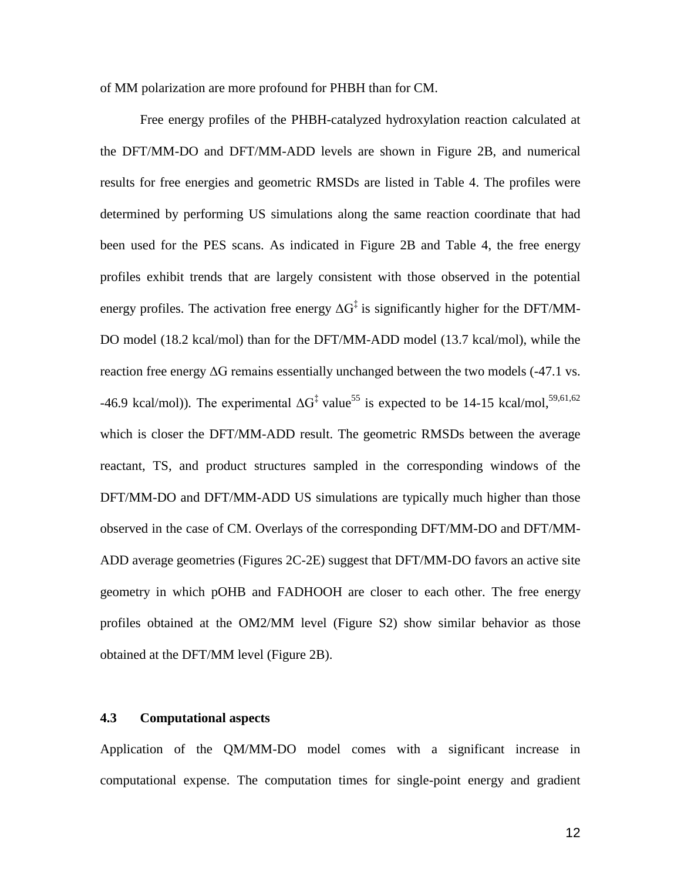of MM polarization are more profound for PHBH than for CM.

Free energy profiles of the PHBH-catalyzed hydroxylation reaction calculated at the DFT/MM-DO and DFT/MM-ADD levels are shown in Figure 2B, and numerical results for free energies and geometric RMSDs are listed in Table 4. The profiles were determined by performing US simulations along the same reaction coordinate that had been used for the PES scans. As indicated in Figure 2B and Table 4, the free energy profiles exhibit trends that are largely consistent with those observed in the potential energy profiles. The activation free energy $\Delta G^{\ddagger}$ is significantly higher for the DFT/MM-DO model (18.2 kcal/mol) than for the DFT/MM-ADD model (13.7 kcal/mol), while the reaction free energy $\Delta G$ remains essentially unchanged between the two models (-47.1 vs. -46.9 kcal/mol)). The experimental $\Delta G^{\ddagger}$ value[55] is expected to be 14-15 kcal/mol,[59,61,62] which is closer the DFT/MM-ADD result. The geometric RMSDs between the average reactant, TS, and product structures sampled in the corresponding windows of the DFT/MM-DO and DFT/MM-ADD US simulations are typically much higher than those observed in the case of CM. Overlays of the corresponding DFT/MM-DO and DFT/MM-ADD average geometries (Figures 2C-2E) suggest that DFT/MM-DO favors an active site geometry in which pOHB and FADHOOH are closer to each other. The free energy profiles obtained at the OM2/MM level (Figure S2) show similar behavior as those obtained at the DFT/MM level (Figure 2B).

### 4.3 Computational aspects

Application of the QM/MM-DO model comes with a significant increase in computational expense. The computation times for single-point energy and gradient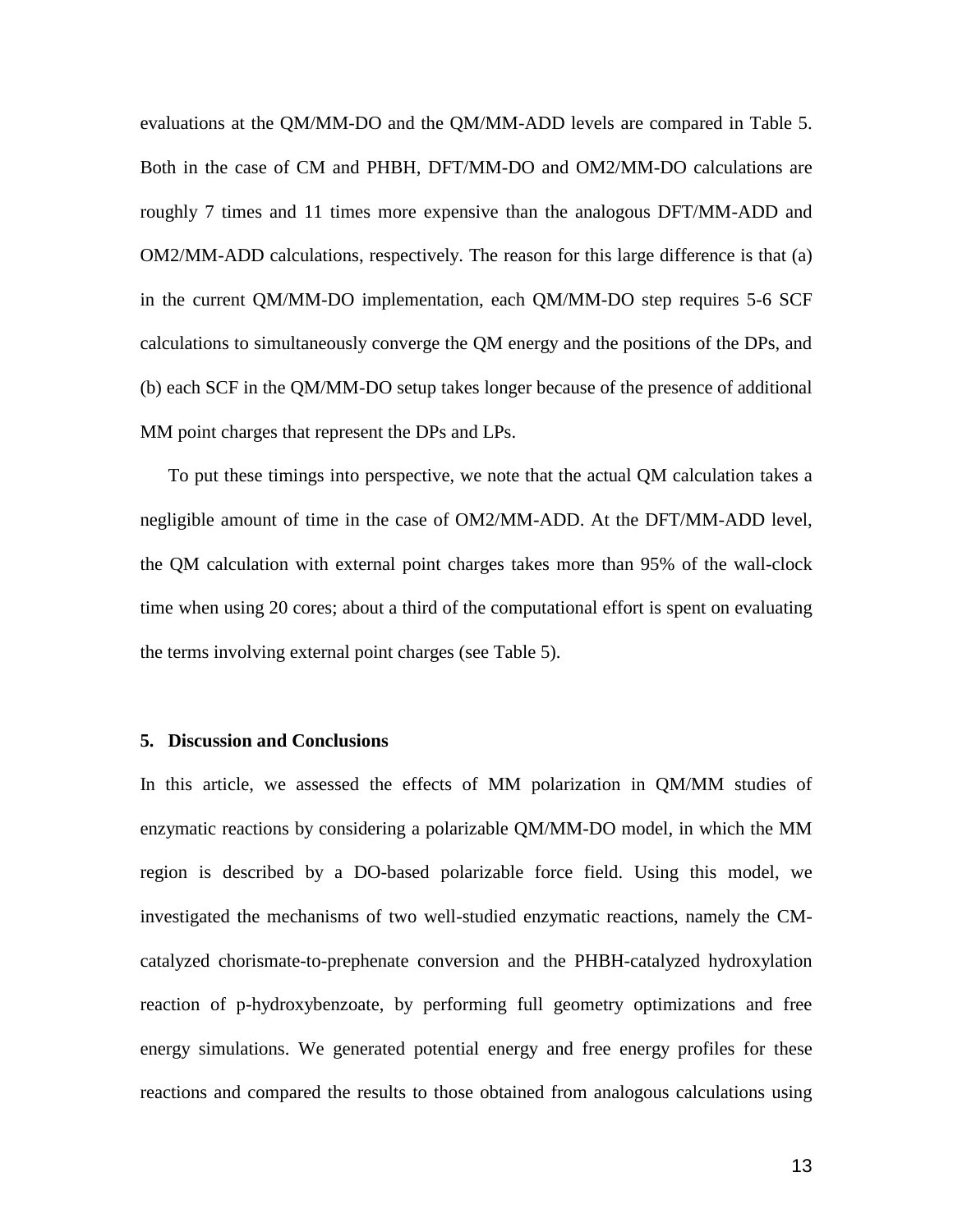evaluations at the QM/MM-DO and the QM/MM-ADD levels are compared in Table 5. Both in the case of CM and PHBH, DFT/MM-DO and OM2/MM-DO calculations are roughly 7 times and 11 times more expensive than the analogous DFT/MM-ADD and OM2/MM-ADD calculations, respectively. The reason for this large difference is that (a) in the current QM/MM-DO implementation, each QM/MM-DO step requires 5-6 SCF calculations to simultaneously converge the QM energy and the positions of the DPs, and (b) each SCF in the QM/MM-DO setup takes longer because of the presence of additional MM point charges that represent the DPs and LPs.

To put these timings into perspective, we note that the actual QM calculation takes a negligible amount of time in the case of OM2/MM-ADD. At the DFT/MM-ADD level, the QM calculation with external point charges takes more than 95% of the wall-clock time when using 20 cores; about a third of the computational effort is spent on evaluating the terms involving external point charges (see Table 5).

## 5. Discussion and Conclusions

In this article, we assessed the effects of MM polarization in QM/MM studies of enzymatic reactions by considering a polarizable QM/MM-DO model, in which the MM region is described by a DO-based polarizable force field. Using this model, we investigated the mechanisms of two well-studied enzymatic reactions, namely the CM-catalyzed chorismate-to-prephenate conversion and the PHBH-catalyzed hydroxylation reaction of p-hydroxybenzoate, by performing full geometry optimizations and free energy simulations. We generated potential energy and free energy profiles for these reactions and compared the results to those obtained from analogous calculations using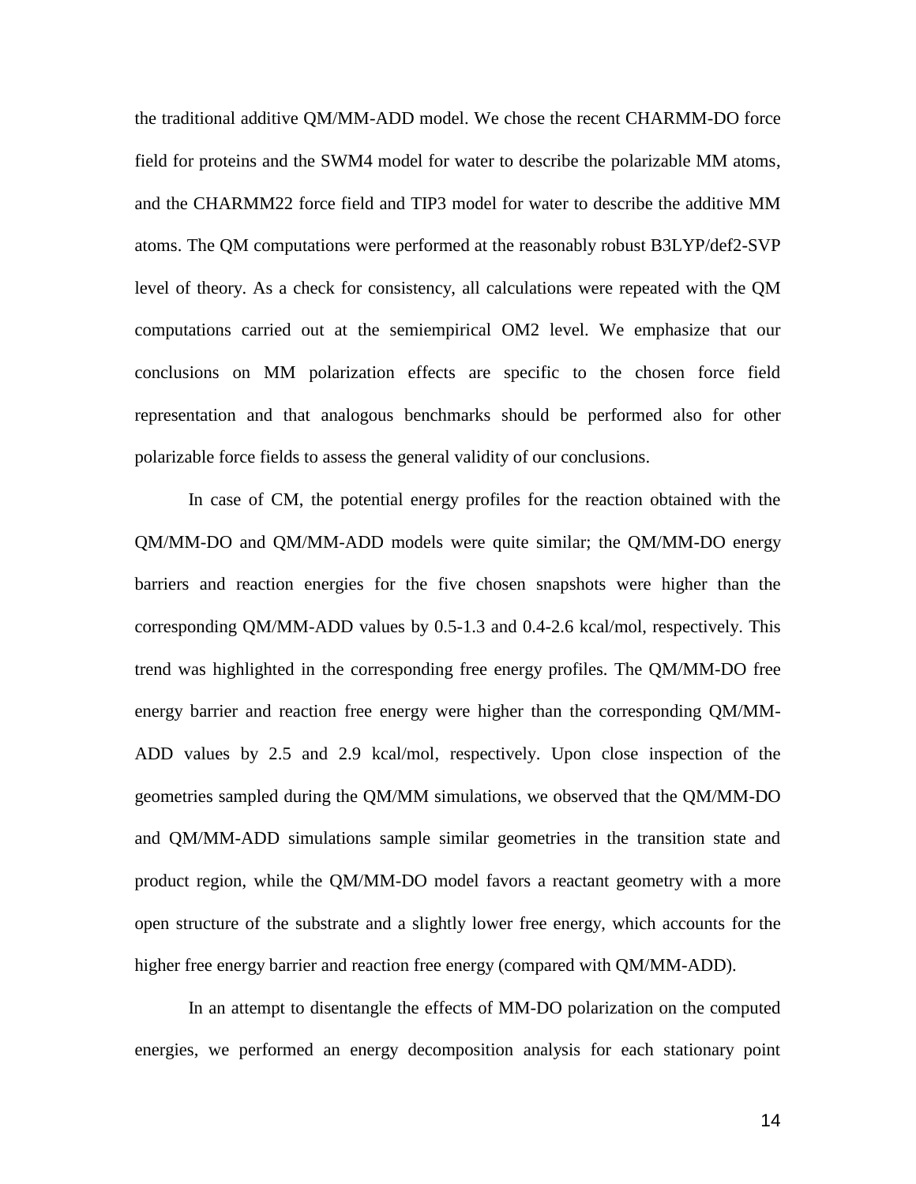the traditional additive QM/MM-ADD model. We chose the recent CHARMM-DO force field for proteins and the SWM4 model for water to describe the polarizable MM atoms, and the CHARMM22 force field and TIP3 model for water to describe the additive MM atoms. The QM computations were performed at the reasonably robust B3LYP/def2-SVP level of theory. As a check for consistency, all calculations were repeated with the QM computations carried out at the semiempirical OM2 level. We emphasize that our conclusions on MM polarization effects are specific to the chosen force field representation and that analogous benchmarks should be performed also for other polarizable force fields to assess the general validity of our conclusions.

In case of CM, the potential energy profiles for the reaction obtained with the QM/MM-DO and QM/MM-ADD models were quite similar; the QM/MM-DO energy barriers and reaction energies for the five chosen snapshots were higher than the corresponding QM/MM-ADD values by 0.5-1.3 and 0.4-2.6 kcal/mol, respectively. This trend was highlighted in the corresponding free energy profiles. The QM/MM-DO free energy barrier and reaction free energy were higher than the corresponding QM/MM-ADD values by 2.5 and 2.9 kcal/mol, respectively. Upon close inspection of the geometries sampled during the QM/MM simulations, we observed that the QM/MM-DO and QM/MM-ADD simulations sample similar geometries in the transition state and product region, while the QM/MM-DO model favors a reactant geometry with a more open structure of the substrate and a slightly lower free energy, which accounts for the higher free energy barrier and reaction free energy (compared with QM/MM-ADD).

In an attempt to disentangle the effects of MM-DO polarization on the computed energies, we performed an energy decomposition analysis for each stationary point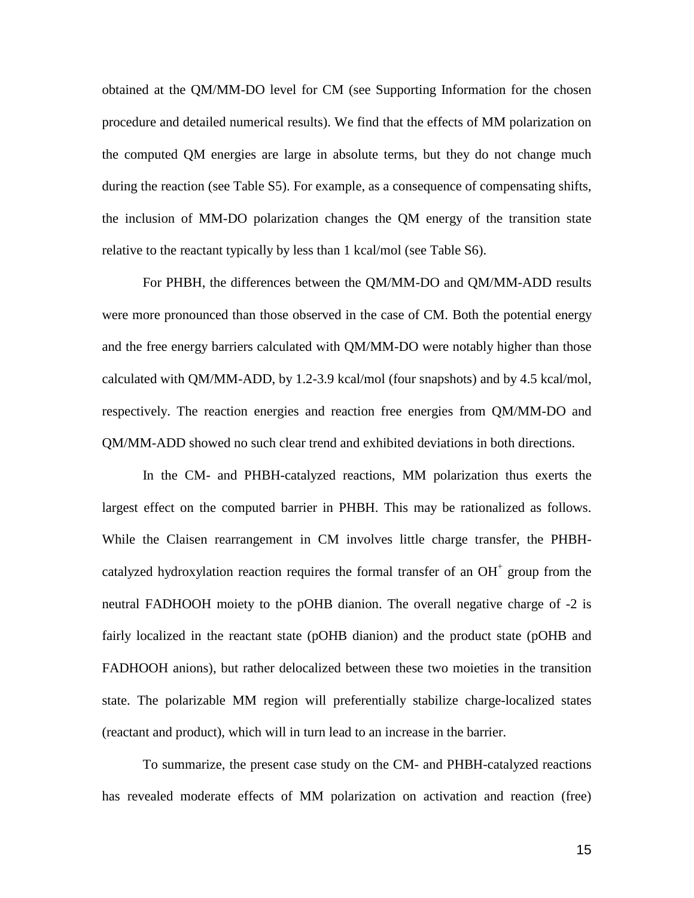obtained at the QM/MM-DO level for CM (see Supporting Information for the chosen procedure and detailed numerical results). We find that the effects of MM polarization on the computed QM energies are large in absolute terms, but they do not change much during the reaction (see Table S5). For example, as a consequence of compensating shifts, the inclusion of MM-DO polarization changes the QM energy of the transition state relative to the reactant typically by less than 1 kcal/mol (see Table S6).

For PHBH, the differences between the QM/MM-DO and QM/MM-ADD results were more pronounced than those observed in the case of CM. Both the potential energy and the free energy barriers calculated with QM/MM-DO were notably higher than those calculated with QM/MM-ADD, by 1.2-3.9 kcal/mol (four snapshots) and by 4.5 kcal/mol, respectively. The reaction energies and reaction free energies from QM/MM-DO and QM/MM-ADD showed no such clear trend and exhibited deviations in both directions.

In the CM- and PHBH-catalyzed reactions, MM polarization thus exerts the largest effect on the computed barrier in PHBH. This may be rationalized as follows. While the Claisen rearrangement in CM involves little charge transfer, the PHBH-catalyzed hydroxylation reaction requires the formal transfer of an $OH^+$ group from the neutral FADHOOH moiety to the pOHB dianion. The overall negative charge of -2 is fairly localized in the reactant state (pOHB dianion) and the product state (pOHB and FADHOOH anions), but rather delocalized between these two moieties in the transition state. The polarizable MM region will preferentially stabilize charge-localized states (reactant and product), which will in turn lead to an increase in the barrier.

To summarize, the present case study on the CM- and PHBH-catalyzed reactions has revealed moderate effects of MM polarization on activation and reaction (free)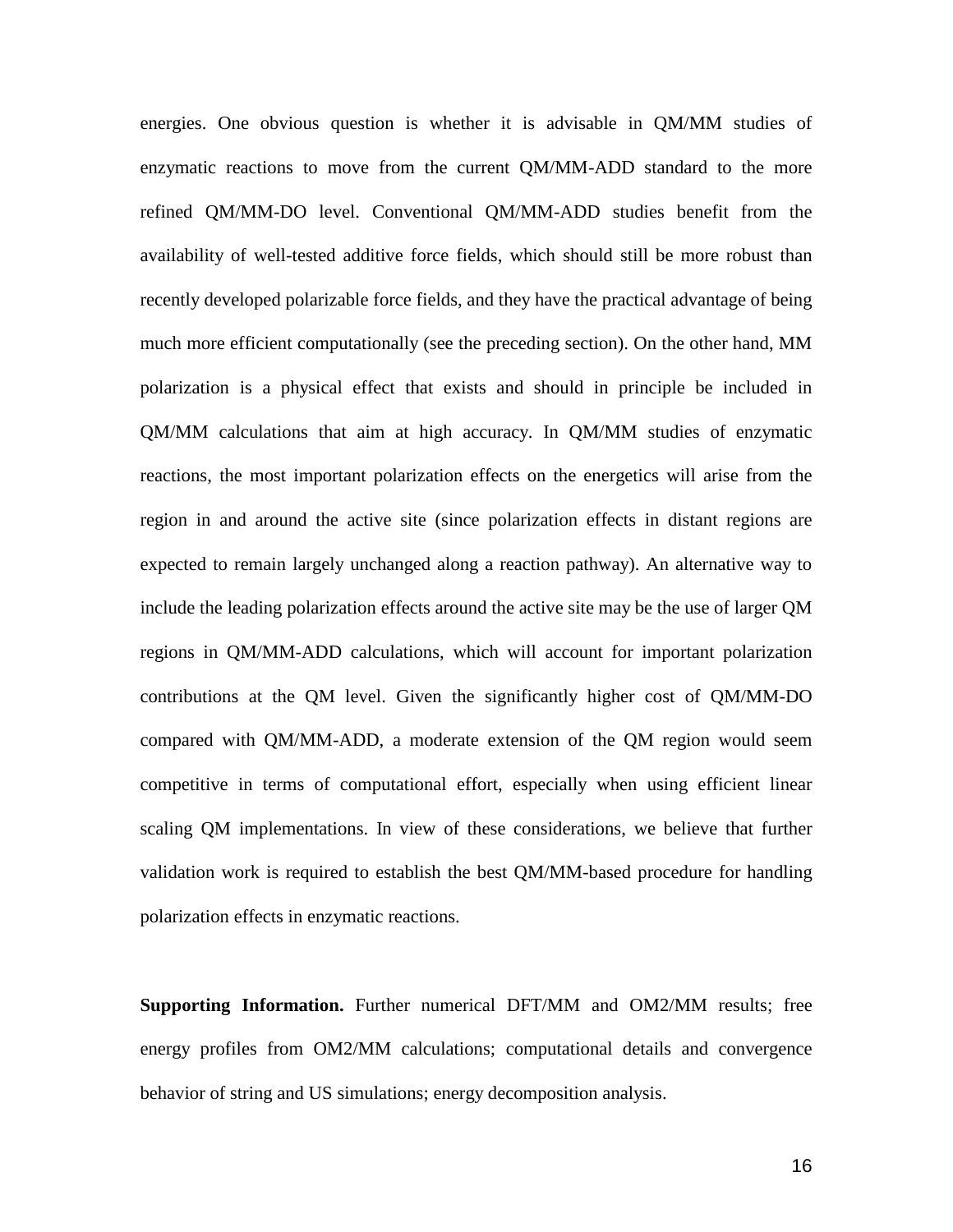energies. One obvious question is whether it is advisable in QM/MM studies of enzymatic reactions to move from the current QM/MM-ADD standard to the more refined QM/MM-DO level. Conventional QM/MM-ADD studies benefit from the availability of well-tested additive force fields, which should still be more robust than recently developed polarizable force fields, and they have the practical advantage of being much more efficient computationally (see the preceding section). On the other hand, MM polarization is a physical effect that exists and should in principle be included in QM/MM calculations that aim at high accuracy. In QM/MM studies of enzymatic reactions, the most important polarization effects on the energetics will arise from the region in and around the active site (since polarization effects in distant regions are expected to remain largely unchanged along a reaction pathway). An alternative way to include the leading polarization effects around the active site may be the use of larger QM regions in QM/MM-ADD calculations, which will account for important polarization contributions at the QM level. Given the significantly higher cost of QM/MM-DO compared with QM/MM-ADD, a moderate extension of the QM region would seem competitive in terms of computational effort, especially when using efficient linear scaling QM implementations. In view of these considerations, we believe that further validation work is required to establish the best QM/MM-based procedure for handling polarization effects in enzymatic reactions.

**Supporting Information.** Further numerical DFT/MM and OM2/MM results; free energy profiles from OM2/MM calculations; computational details and convergence behavior of string and US simulations; energy decomposition analysis.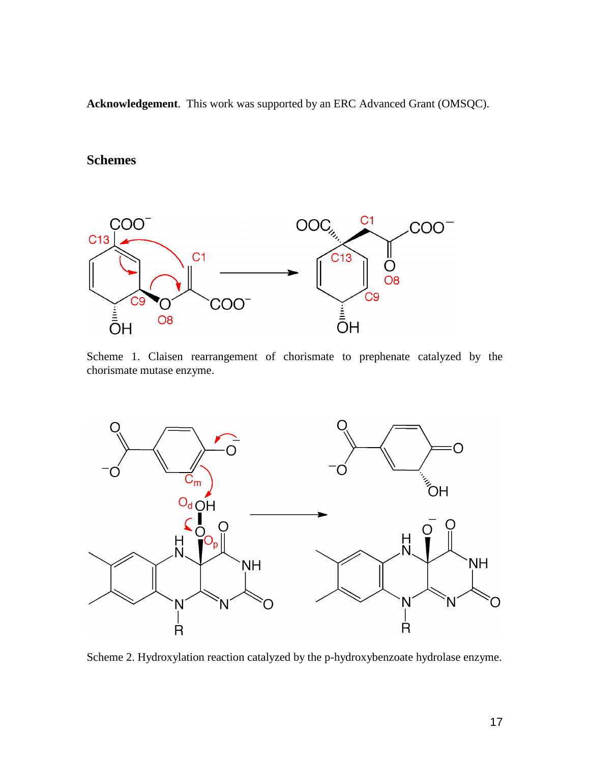**Acknowledgement**. This work was supported by an ERC Advanced Grant (OMSQC).

## Schemes

Scheme 1. Claisen rearrangement of chorismate to prephenate catalyzed by the chorismate mutase enzyme.

Scheme 2. Hydroxylation reaction catalyzed by the p-hydroxybenzoate hydrolase enzyme.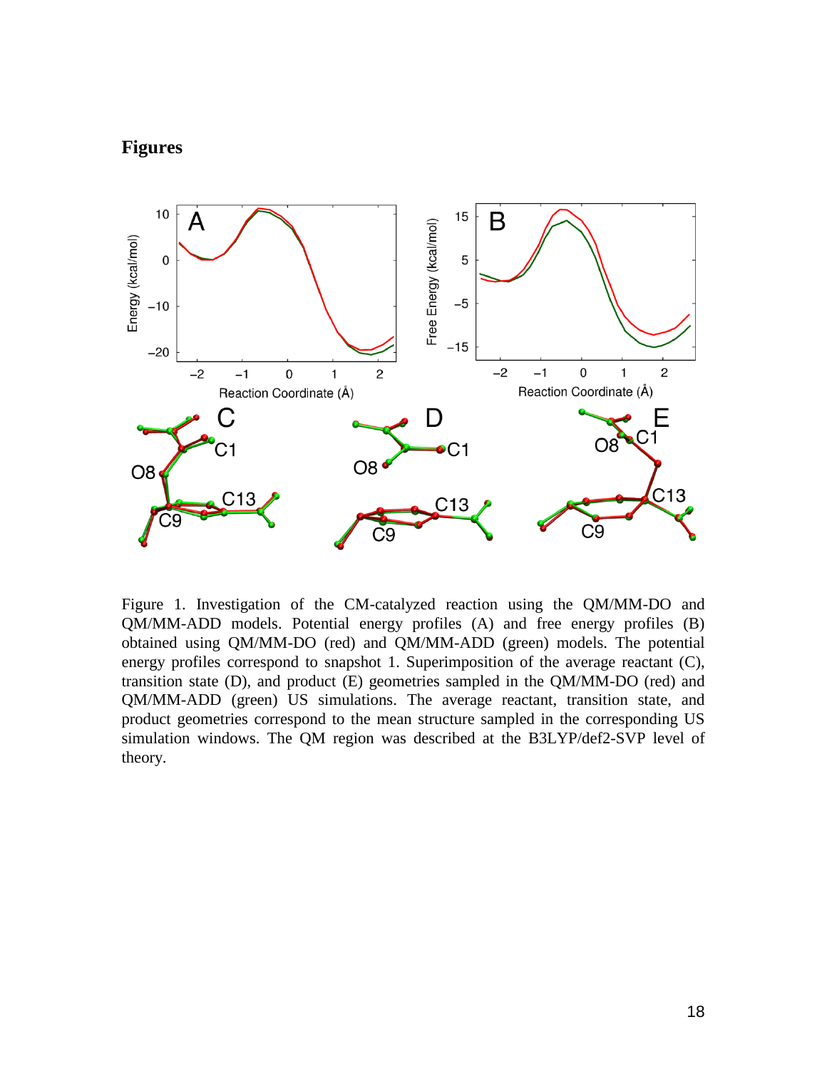# Figures

Figure 1. Investigation of the CM-catalyzed reaction using the QM/MM-DO and QM/MM-ADD models. Potential energy profiles (A) and free energy profiles (B) obtained using QM/MM-DO (red) and QM/MM-ADD (green) models. The potential energy profiles correspond to snapshot 1. Superimposition of the average reactant (C), transition state (D), and product (E) geometries sampled in the QM/MM-DO (red) and QM/MM-ADD (green) US simulations. The average reactant, transition state, and product geometries correspond to the mean structure sampled in the corresponding US simulation windows. The QM region was described at the B3LYP/def2-SVP level of theory.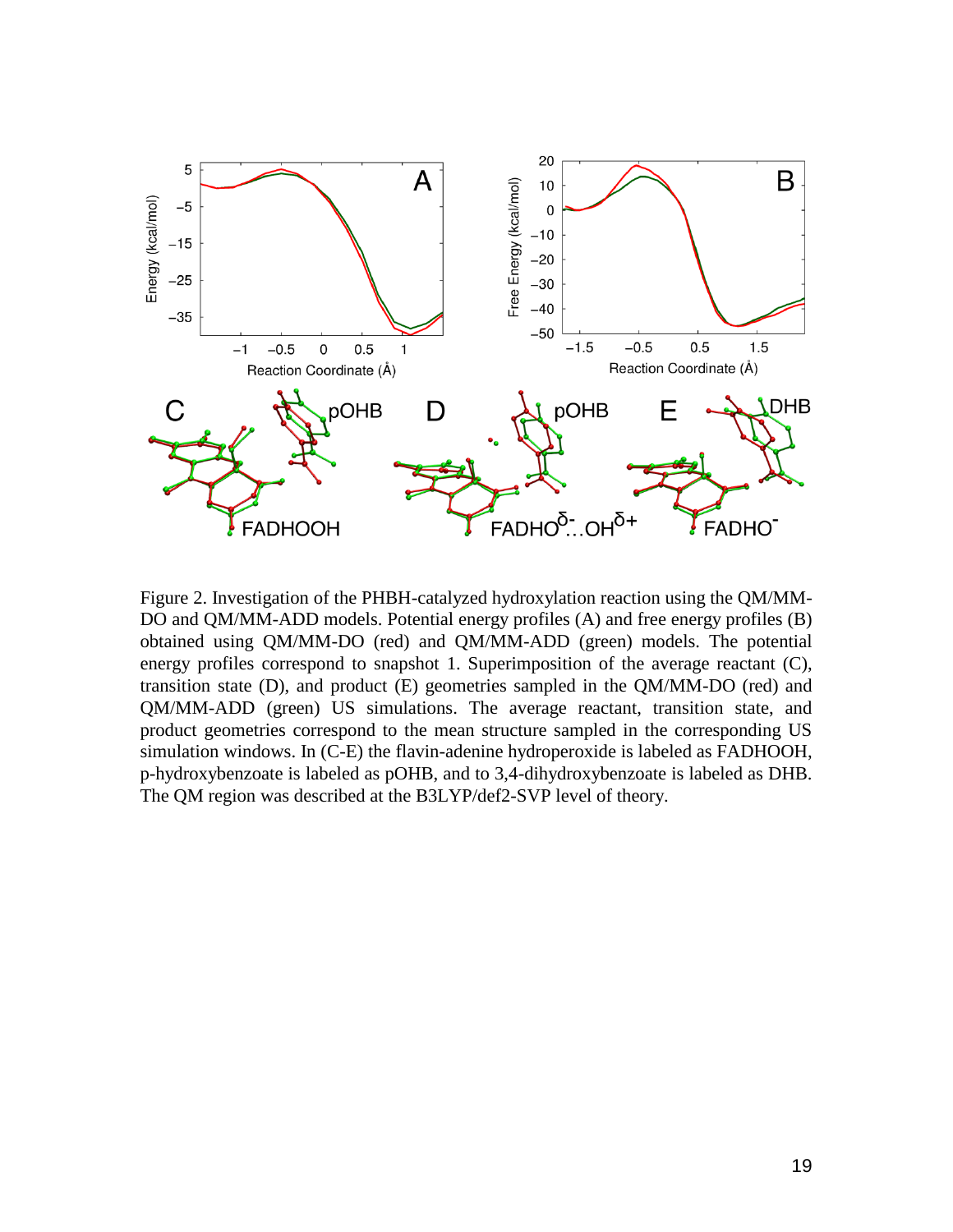Figure 2. Investigation of the PHBH-catalyzed hydroxylation reaction using the QM/MM-DO and QM/MM-ADD models. Potential energy profiles (A) and free energy profiles (B) obtained using QM/MM-DO (red) and QM/MM-ADD (green) models. The potential energy profiles correspond to snapshot 1. Superimposition of the average reactant (C), transition state (D), and product (E) geometries sampled in the QM/MM-DO (red) and QM/MM-ADD (green) US simulations. The average reactant, transition state, and product geometries correspond to the mean structure sampled in the corresponding US simulation windows. In (C-E) the flavin-adenine hydroperoxide is labeled as FADHOOH, p-hydroxybenzoate is labeled as pOHB, and to 3,4-dihydroxybenzoate is labeled as DHB. The QM region was described at the B3LYP/def2-SVP level of theory.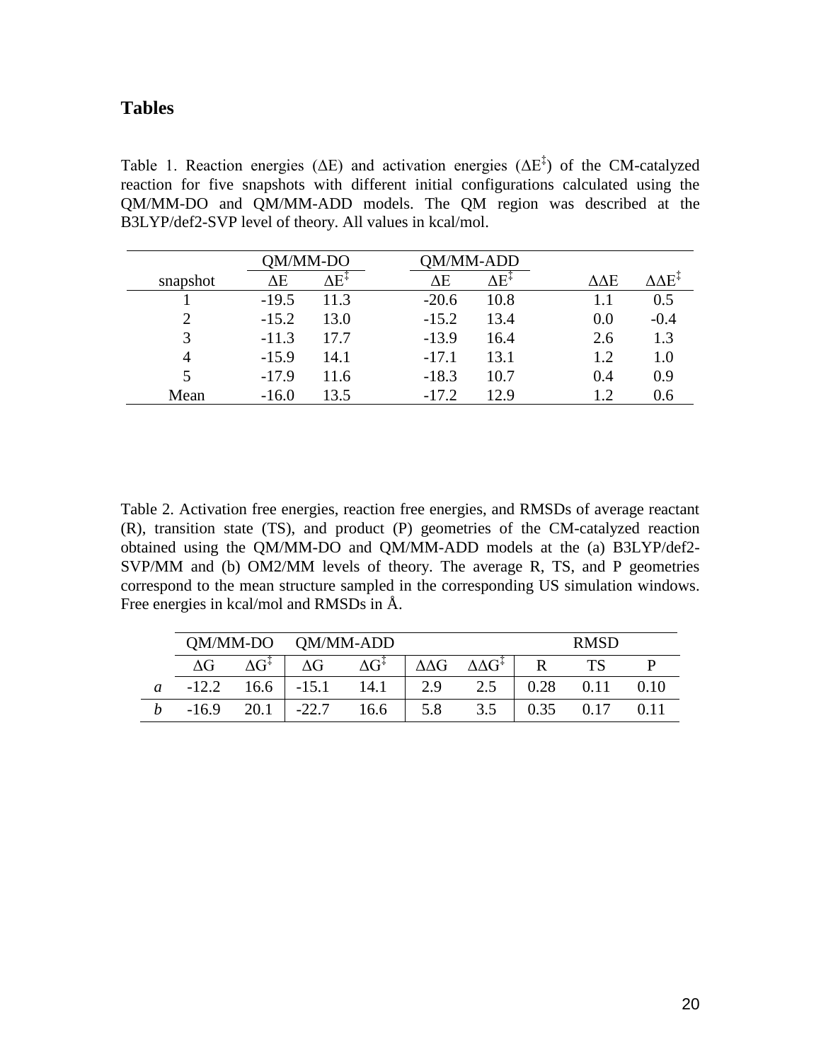## Tables

Table 1. Reaction energies ($\Delta E$) and activation energies ($\Delta E^{\ddagger}$) of the CM-catalyzed reaction for five snapshots with different initial configurations calculated using the QM/MM-DO and QM/MM-ADD models. The QM region was described at the B3LYP/def2-SVP level of theory. All values in kcal/mol.

| | QM/MM-DO | | QM/MM-ADD | | | |
|---|---|---|---|---|---|---|
| snapshot | $\Delta E$ | $\Delta E^{\ddagger}$ | $\Delta E$ | $\Delta E^{\ddagger}$ | $\Delta\Delta E$ | $\Delta\Delta E^{\ddagger}$ |
| 1 | -19.5 | 11.3 | -20.6 | 10.8 | 1.1 | 0.5 |
| 2 | -15.2 | 13.0 | -15.2 | 13.4 | 0.0 | -0.4 |
| 3 | -11.3 | 17.7 | -13.9 | 16.4 | 2.6 | 1.3 |
| 4 | -15.9 | 14.1 | -17.1 | 13.1 | 1.2 | 1.0 |
| 5 | -17.9 | 11.6 | -18.3 | 10.7 | 0.4 | 0.9 |
| Mean | -16.0 | 13.5 | -17.2 | 12.9 | 1.2 | 0.6 |

Table 2. Activation free energies, reaction free energies, and RMSDs of average reactant (R), transition state (TS), and product (P) geometries of the CM-catalyzed reaction obtained using the QM/MM-DO and QM/MM-ADD models at the (a) B3LYP/def2-SVP/MM and (b) OM2/MM levels of theory. The average R, TS, and P geometries correspond to the mean structure sampled in the corresponding US simulation windows. Free energies in kcal/mol and RMSDs in Å.

| | QM/MM-DO | | QM/MM-ADD | | | | RMSD | | |
|---|---|---|---|---|---|---|---|---|---|
| | $\Delta G$ | $\Delta G^{\ddagger}$ | $\Delta G$ | $\Delta G^{\ddagger}$ | $\Delta\Delta G$ | $\Delta\Delta G^{\ddagger}$ | R | TS | P |
| *a* | -12.2 | 16.6 | -15.1 | 14.1 | 2.9 | 2.5 | 0.28 | 0.11 | 0.10 |
| *b* | -16.9 | 20.1 | -22.7 | 16.6 | 5.8 | 3.5 | 0.35 | 0.17 | 0.11 |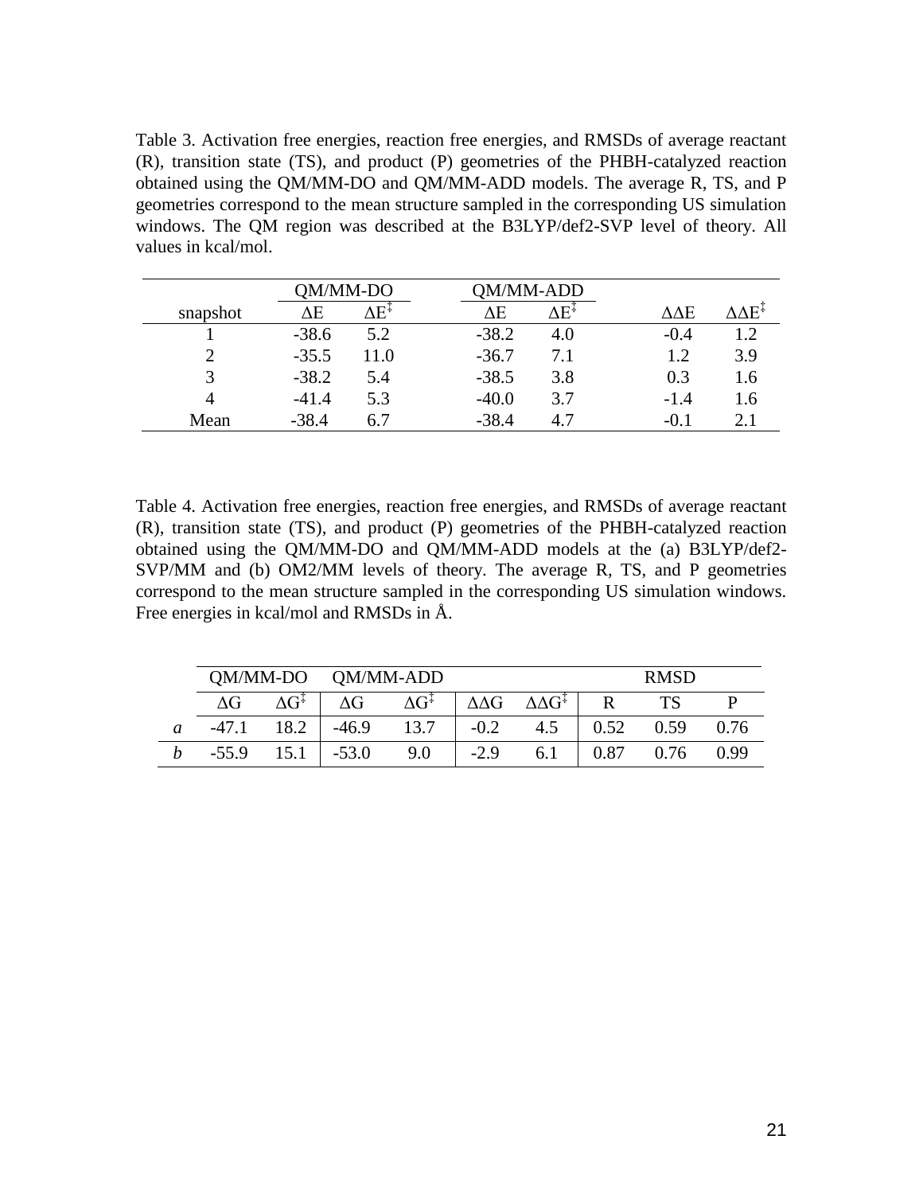Table 3. Activation free energies, reaction free energies, and RMSDs of average reactant (R), transition state (TS), and product (P) geometries of the PHBH-catalyzed reaction obtained using the QM/MM-DO and QM/MM-ADD models. The average R, TS, and P geometries correspond to the mean structure sampled in the corresponding US simulation windows. The QM region was described at the B3LYP/def2-SVP level of theory. All values in kcal/mol.

| | QM/MM-DO | | QM/MM-ADD | | | |
|---|---|---|---|---|---|---|
| snapshot | $\Delta E$ | $\Delta E^{\ddagger}$ | $\Delta E$ | $\Delta E^{\ddagger}$ | $\Delta\Delta E$ | $\Delta\Delta E^{\ddagger}$ |
| 1 | -38.6 | 5.2 | -38.2 | 4.0 | -0.4 | 1.2 |
| 2 | -35.5 | 11.0 | -36.7 | 7.1 | 1.2 | 3.9 |
| 3 | -38.2 | 5.4 | -38.5 | 3.8 | 0.3 | 1.6 |
| 4 | -41.4 | 5.3 | -40.0 | 3.7 | -1.4 | 1.6 |
| Mean | -38.4 | 6.7 | -38.4 | 4.7 | -0.1 | 2.1 |

Table 4. Activation free energies, reaction free energies, and RMSDs of average reactant (R), transition state (TS), and product (P) geometries of the PHBH-catalyzed reaction obtained using the QM/MM-DO and QM/MM-ADD models at the (a) B3LYP/def2-SVP/MM and (b) OM2/MM levels of theory. The average R, TS, and P geometries correspond to the mean structure sampled in the corresponding US simulation windows. Free energies in kcal/mol and RMSDs in Å.

| | QM/MM-DO | | QM/MM-ADD | | | | RMSD | | |
|---|---|---|---|---|---|---|---|---|---|
| | $\Delta G$ | $\Delta G^{\ddagger}$ | $\Delta G$ | $\Delta G^{\ddagger}$ | $\Delta\Delta G$ | $\Delta\Delta G^{\ddagger}$ | R | TS | P |
| *a* | -47.1 | 18.2 | -46.9 | 13.7 | -0.2 | 4.5 | 0.52 | 0.59 | 0.76 |
| *b* | -55.9 | 15.1 | -53.0 | 9.0 | -2.9 | 6.1 | 0.87 | 0.76 | 0.99 |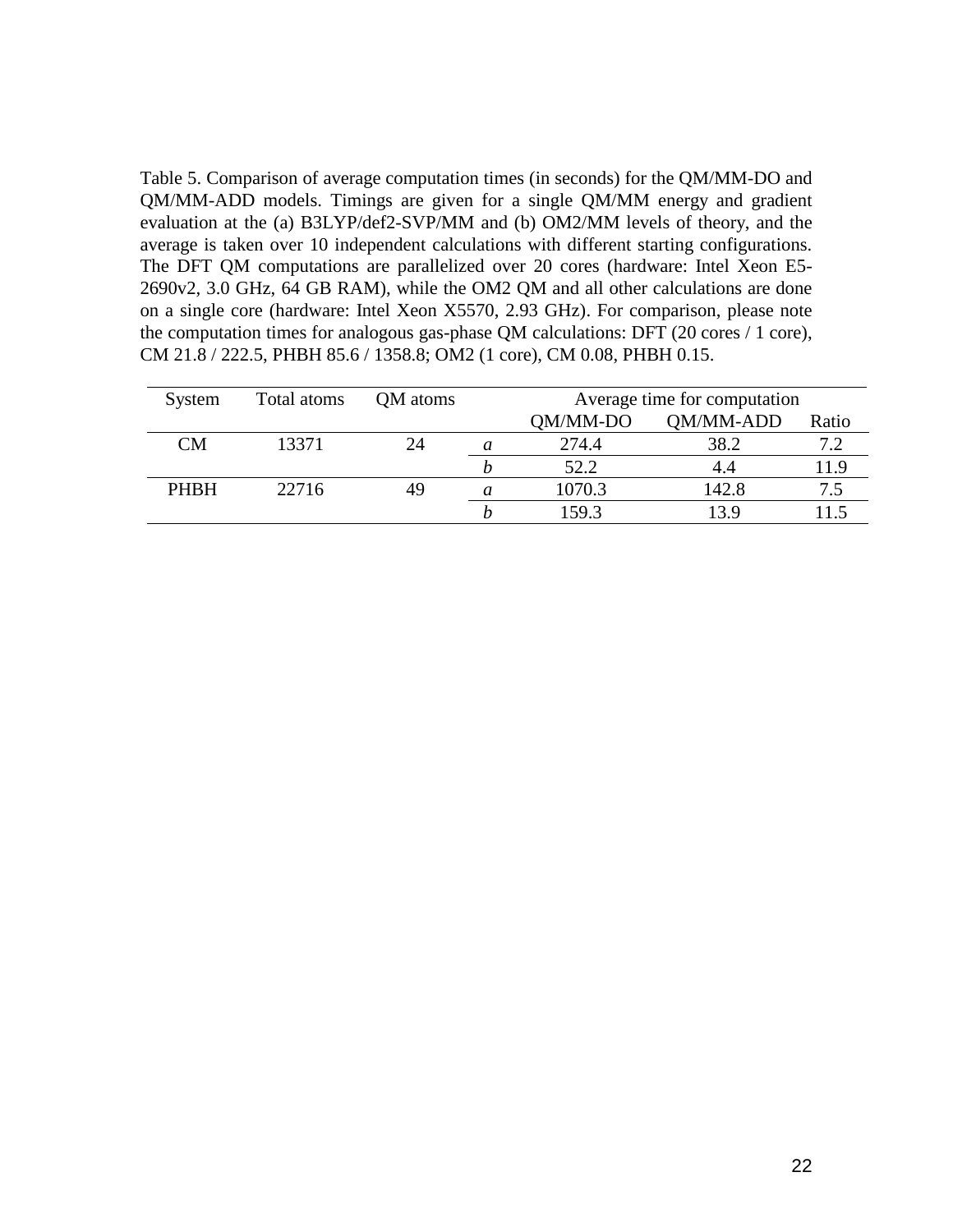Table 5. Comparison of average computation times (in seconds) for the QM/MM-DO and QM/MM-ADD models. Timings are given for a single QM/MM energy and gradient evaluation at the (a) B3LYP/def2-SVP/MM and (b) OM2/MM levels of theory, and the average is taken over 10 independent calculations with different starting configurations. The DFT QM computations are parallelized over 20 cores (hardware: Intel Xeon E5-2690v2, 3.0 GHz, 64 GB RAM), while the OM2 QM and all other calculations are done on a single core (hardware: Intel Xeon X5570, 2.93 GHz). For comparison, please note the computation times for analogous gas-phase QM calculations: DFT (20 cores / 1 core), CM 21.8 / 222.5, PHBH 85.6 / 1358.8; OM2 (1 core), CM 0.08, PHBH 0.15.

| System | Total atoms | QM atoms | | Average time for computation | | |
|---|---|---|---|---|---|---|
| | | | | QM/MM-DO | QM/MM-ADD | Ratio |
| CM | 13371 | 24 | *a* | 274.4 | 38.2 | 7.2 |
| | | | *b* | 52.2 | 4.4 | 11.9 |
| PHBH | 22716 | 49 | *a* | 1070.3 | 142.8 | 7.5 |
| | | | *b* | 159.3 | 13.9 | 11.5 |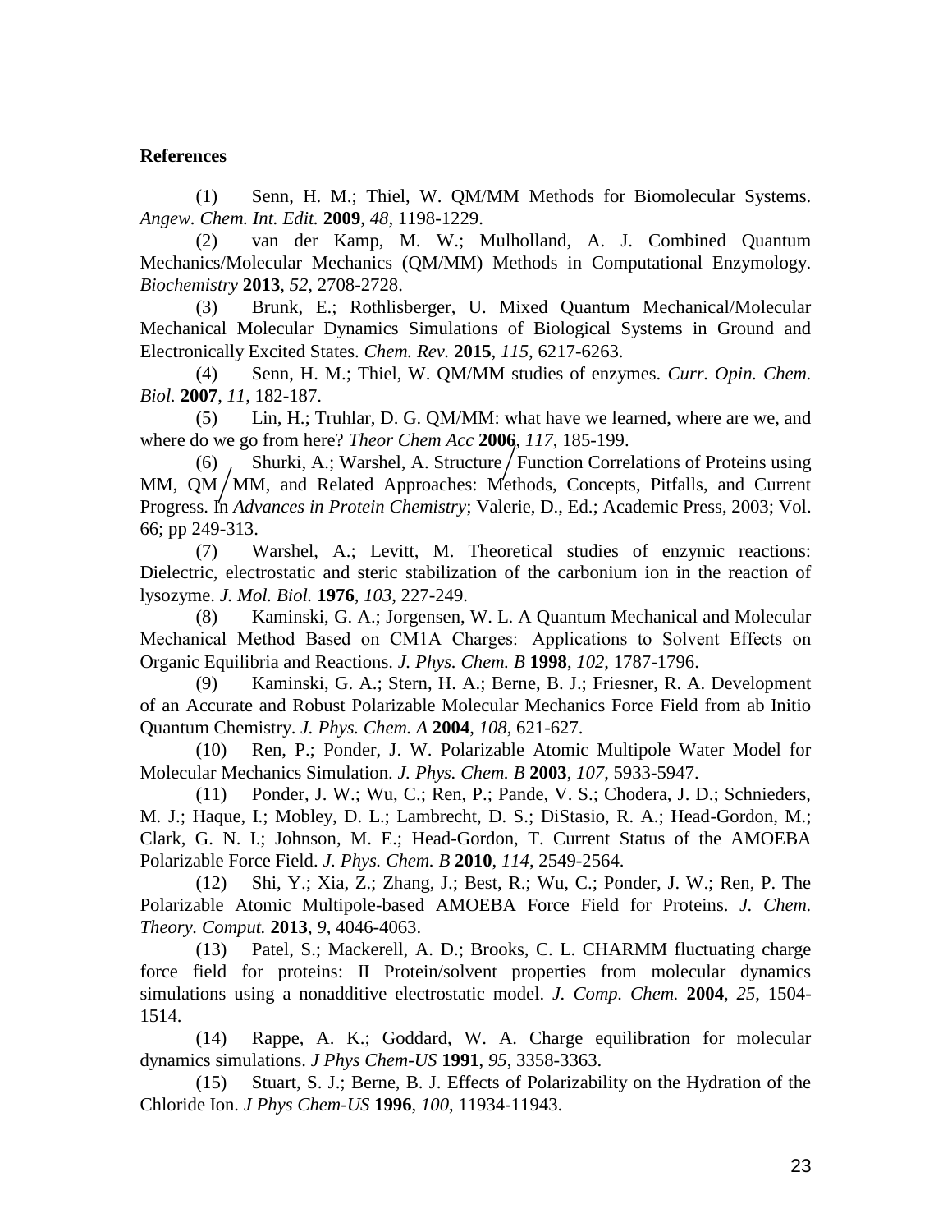**References**

(1) Senn, H. M.; Thiel, W. QM/MM Methods for Biomolecular Systems. *Angew. Chem. Int. Edit.* **2009**, *48*, 1198-1229.

(2) van der Kamp, M. W.; Mulholland, A. J. Combined Quantum Mechanics/Molecular Mechanics (QM/MM) Methods in Computational Enzymology. *Biochemistry* **2013**, *52*, 2708-2728.

(3) Brunk, E.; Rothlisberger, U. Mixed Quantum Mechanical/Molecular Mechanical Molecular Dynamics Simulations of Biological Systems in Ground and Electronically Excited States. *Chem. Rev.* **2015**, *115*, 6217-6263.

(4) Senn, H. M.; Thiel, W. QM/MM studies of enzymes. *Curr. Opin. Chem. Biol.* **2007**, *11*, 182-187.

(5) Lin, H.; Truhlar, D. G. QM/MM: what have we learned, where are we, and where do we go from here? *Theor Chem Acc* **2006**, *117*, 185-199.

(6) Shurki, A.; Warshel, A. Structure/Function Correlations of Proteins using MM, QM/MM, and Related Approaches: Methods, Concepts, Pitfalls, and Current Progress. In *Advances in Protein Chemistry*; Valerie, D., Ed.; Academic Press, 2003; Vol. 66; pp 249-313.

(7) Warshel, A.; Levitt, M. Theoretical studies of enzymic reactions: Dielectric, electrostatic and steric stabilization of the carbonium ion in the reaction of lysozyme. *J. Mol. Biol.* **1976**, *103*, 227-249.

(8) Kaminski, G. A.; Jorgensen, W. L. A Quantum Mechanical and Molecular Mechanical Method Based on CM1A Charges: Applications to Solvent Effects on Organic Equilibria and Reactions. *J. Phys. Chem. B* **1998**, *102*, 1787-1796.

(9) Kaminski, G. A.; Stern, H. A.; Berne, B. J.; Friesner, R. A. Development of an Accurate and Robust Polarizable Molecular Mechanics Force Field from ab Initio Quantum Chemistry. *J. Phys. Chem. A* **2004**, *108*, 621-627.

(10) Ren, P.; Ponder, J. W. Polarizable Atomic Multipole Water Model for Molecular Mechanics Simulation. *J. Phys. Chem. B* **2003**, *107*, 5933-5947.

(11) Ponder, J. W.; Wu, C.; Ren, P.; Pande, V. S.; Chodera, J. D.; Schnieders, M. J.; Haque, I.; Mobley, D. L.; Lambrecht, D. S.; DiStasio, R. A.; Head-Gordon, M.; Clark, G. N. I.; Johnson, M. E.; Head-Gordon, T. Current Status of the AMOEBA Polarizable Force Field. *J. Phys. Chem. B* **2010**, *114*, 2549-2564.

(12) Shi, Y.; Xia, Z.; Zhang, J.; Best, R.; Wu, C.; Ponder, J. W.; Ren, P. The Polarizable Atomic Multipole-based AMOEBA Force Field for Proteins. *J. Chem. Theory. Comput.* **2013**, *9*, 4046-4063.

(13) Patel, S.; Mackerell, A. D.; Brooks, C. L. CHARMM fluctuating charge force field for proteins: II Protein/solvent properties from molecular dynamics simulations using a nonadditive electrostatic model. *J. Comp. Chem.* **2004**, *25*, 1504-1514.

(14) Rappe, A. K.; Goddard, W. A. Charge equilibration for molecular dynamics simulations. *J Phys Chem-US* **1991**, *95*, 3358-3363.

(15) Stuart, S. J.; Berne, B. J. Effects of Polarizability on the Hydration of the Chloride Ion. *J Phys Chem-US* **1996**, *100*, 11934-11943.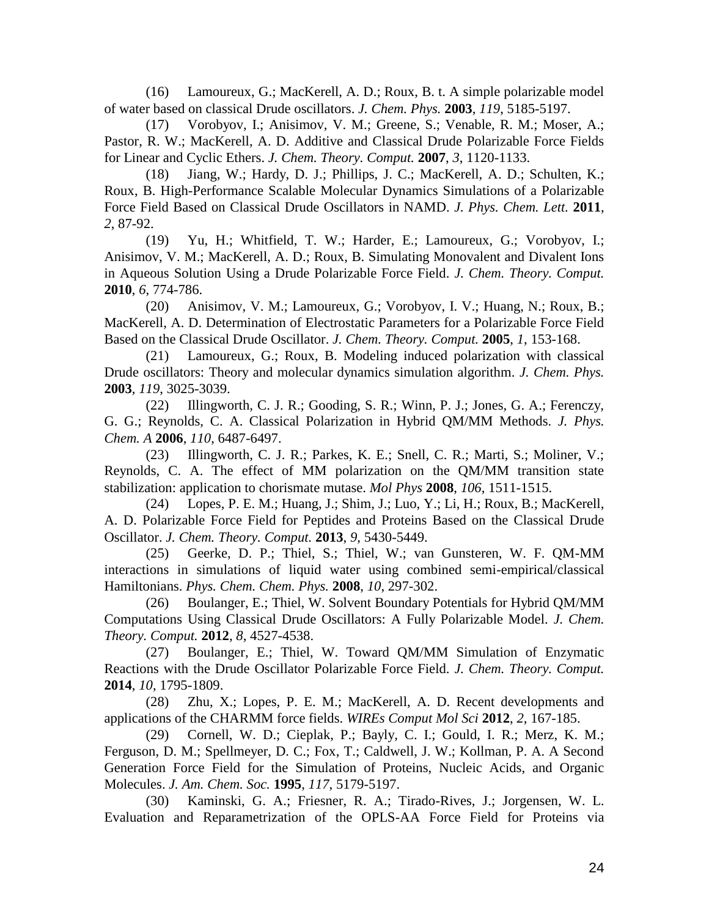(16) Lamoureux, G.; MacKerell, A. D.; Roux, B. t. A simple polarizable model of water based on classical Drude oscillators. *J. Chem. Phys.* **2003**, *119*, 5185-5197.

(17) Vorobyov, I.; Anisimov, V. M.; Greene, S.; Venable, R. M.; Moser, A.; Pastor, R. W.; MacKerell, A. D. Additive and Classical Drude Polarizable Force Fields for Linear and Cyclic Ethers. *J. Chem. Theory. Comput.* **2007**, *3*, 1120-1133.

(18) Jiang, W.; Hardy, D. J.; Phillips, J. C.; MacKerell, A. D.; Schulten, K.; Roux, B. High-Performance Scalable Molecular Dynamics Simulations of a Polarizable Force Field Based on Classical Drude Oscillators in NAMD. *J. Phys. Chem. Lett.* **2011**, *2*, 87-92.

(19) Yu, H.; Whitfield, T. W.; Harder, E.; Lamoureux, G.; Vorobyov, I.; Anisimov, V. M.; MacKerell, A. D.; Roux, B. Simulating Monovalent and Divalent Ions in Aqueous Solution Using a Drude Polarizable Force Field. *J. Chem. Theory. Comput.* **2010**, *6*, 774-786.

(20) Anisimov, V. M.; Lamoureux, G.; Vorobyov, I. V.; Huang, N.; Roux, B.; MacKerell, A. D. Determination of Electrostatic Parameters for a Polarizable Force Field Based on the Classical Drude Oscillator. *J. Chem. Theory. Comput.* **2005**, *1*, 153-168.

(21) Lamoureux, G.; Roux, B. Modeling induced polarization with classical Drude oscillators: Theory and molecular dynamics simulation algorithm. *J. Chem. Phys.* **2003**, *119*, 3025-3039.

(22) Illingworth, C. J. R.; Gooding, S. R.; Winn, P. J.; Jones, G. A.; Ferenczy, G. G.; Reynolds, C. A. Classical Polarization in Hybrid QM/MM Methods. *J. Phys. Chem. A* **2006**, *110*, 6487-6497.

(23) Illingworth, C. J. R.; Parkes, K. E.; Snell, C. R.; Marti, S.; Moliner, V.; Reynolds, C. A. The effect of MM polarization on the QM/MM transition state stabilization: application to chorismate mutase. *Mol Phys* **2008**, *106*, 1511-1515.

(24) Lopes, P. E. M.; Huang, J.; Shim, J.; Luo, Y.; Li, H.; Roux, B.; MacKerell, A. D. Polarizable Force Field for Peptides and Proteins Based on the Classical Drude Oscillator. *J. Chem. Theory. Comput.* **2013**, *9*, 5430-5449.

(25) Geerke, D. P.; Thiel, S.; Thiel, W.; van Gunsteren, W. F. QM-MM interactions in simulations of liquid water using combined semi-empirical/classical Hamiltonians. *Phys. Chem. Chem. Phys.* **2008**, *10*, 297-302.

(26) Boulanger, E.; Thiel, W. Solvent Boundary Potentials for Hybrid QM/MM Computations Using Classical Drude Oscillators: A Fully Polarizable Model. *J. Chem. Theory. Comput.* **2012**, *8*, 4527-4538.

(27) Boulanger, E.; Thiel, W. Toward QM/MM Simulation of Enzymatic Reactions with the Drude Oscillator Polarizable Force Field. *J. Chem. Theory. Comput.* **2014**, *10*, 1795-1809.

(28) Zhu, X.; Lopes, P. E. M.; MacKerell, A. D. Recent developments and applications of the CHARMM force fields. *WIREs Comput Mol Sci* **2012**, *2*, 167-185.

(29) Cornell, W. D.; Cieplak, P.; Bayly, C. I.; Gould, I. R.; Merz, K. M.; Ferguson, D. M.; Spellmeyer, D. C.; Fox, T.; Caldwell, J. W.; Kollman, P. A. A Second Generation Force Field for the Simulation of Proteins, Nucleic Acids, and Organic Molecules. *J. Am. Chem. Soc.* **1995**, *117*, 5179-5197.

(30) Kaminski, G. A.; Friesner, R. A.; Tirado-Rives, J.; Jorgensen, W. L. Evaluation and Reparametrization of the OPLS-AA Force Field for Proteins via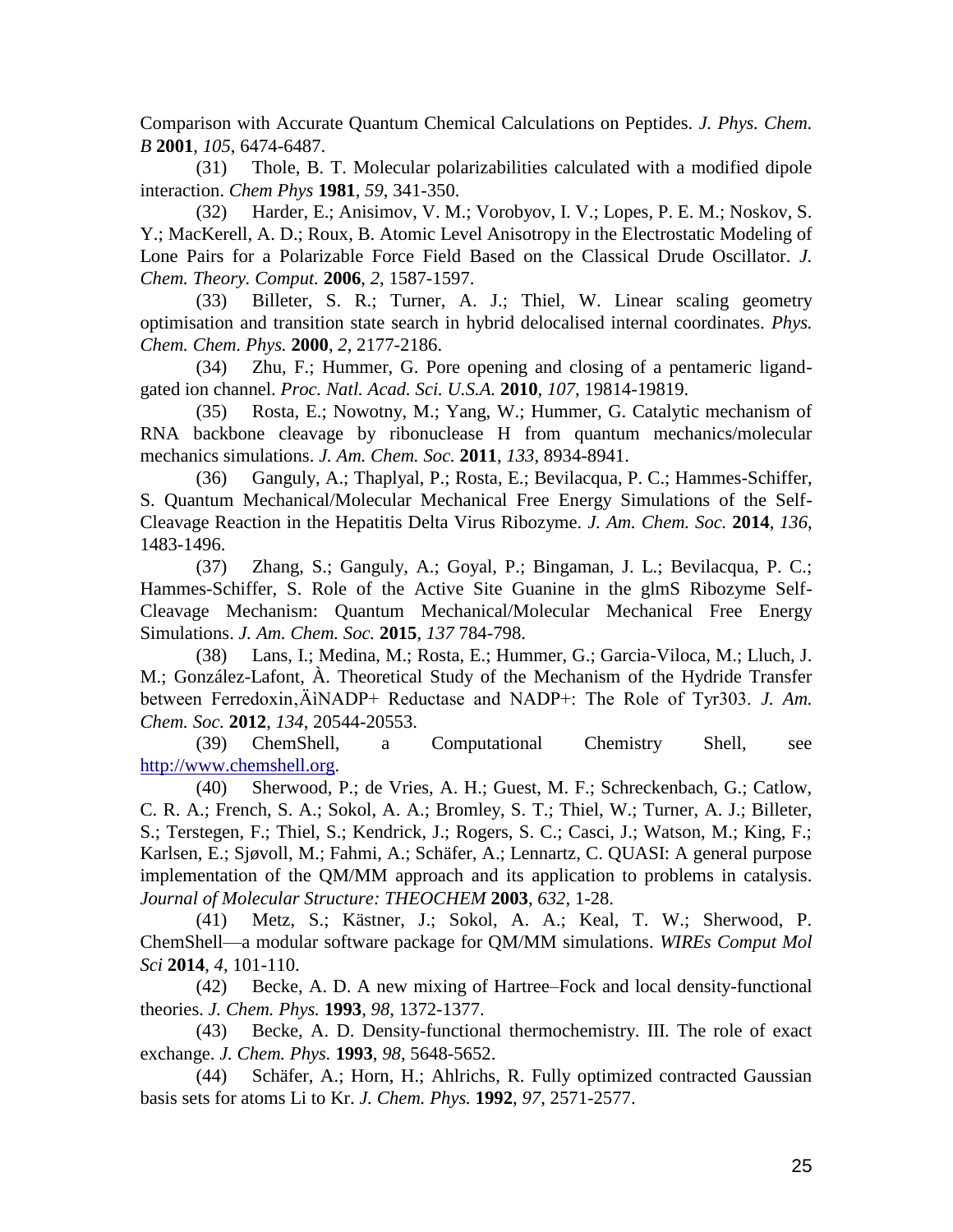Comparison with Accurate Quantum Chemical Calculations on Peptides. *J. Phys. Chem. B* **2001**, *105*, 6474-6487.

(31) Thole, B. T. Molecular polarizabilities calculated with a modified dipole interaction. *Chem Phys* **1981**, *59*, 341-350.

(32) Harder, E.; Anisimov, V. M.; Vorobyov, I. V.; Lopes, P. E. M.; Noskov, S. Y.; MacKerell, A. D.; Roux, B. Atomic Level Anisotropy in the Electrostatic Modeling of Lone Pairs for a Polarizable Force Field Based on the Classical Drude Oscillator. *J. Chem. Theory. Comput.* **2006**, *2*, 1587-1597.

(33) Billeter, S. R.; Turner, A. J.; Thiel, W. Linear scaling geometry optimisation and transition state search in hybrid delocalised internal coordinates. *Phys. Chem. Chem. Phys.* **2000**, *2*, 2177-2186.

(34) Zhu, F.; Hummer, G. Pore opening and closing of a pentameric ligand-gated ion channel. *Proc. Natl. Acad. Sci. U.S.A.* **2010**, *107*, 19814-19819.

(35) Rosta, E.; Nowotny, M.; Yang, W.; Hummer, G. Catalytic mechanism of RNA backbone cleavage by ribonuclease H from quantum mechanics/molecular mechanics simulations. *J. Am. Chem. Soc.* **2011**, *133*, 8934-8941.

(36) Ganguly, A.; Thaplyal, P.; Rosta, E.; Bevilacqua, P. C.; Hammes-Schiffer, S. Quantum Mechanical/Molecular Mechanical Free Energy Simulations of the Self-Cleavage Reaction in the Hepatitis Delta Virus Ribozyme. *J. Am. Chem. Soc.* **2014**, *136*, 1483-1496.

(37) Zhang, S.; Ganguly, A.; Goyal, P.; Bingaman, J. L.; Bevilacqua, P. C.; Hammes-Schiffer, S. Role of the Active Site Guanine in the glmS Ribozyme Self-Cleavage Mechanism: Quantum Mechanical/Molecular Mechanical Free Energy Simulations. *J. Am. Chem. Soc.* **2015**, *137* 784-798.

(38) Lans, I.; Medina, M.; Rosta, E.; Hummer, G.; Garcia-Viloca, M.; Lluch, J. M.; González-Lafont, À. Theoretical Study of the Mechanism of the Hydride Transfer between Ferredoxin‚ÄìNADP+ Reductase and NADP+: The Role of Tyr303. *J. Am. Chem. Soc.* **2012**, *134*, 20544-20553.

(39) ChemShell, a Computational Chemistry Shell, see http://www.chemshell.org.

(40) Sherwood, P.; de Vries, A. H.; Guest, M. F.; Schreckenbach, G.; Catlow, C. R. A.; French, S. A.; Sokol, A. A.; Bromley, S. T.; Thiel, W.; Turner, A. J.; Billeter, S.; Terstegen, F.; Thiel, S.; Kendrick, J.; Rogers, S. C.; Casci, J.; Watson, M.; King, F.; Karlsen, E.; Sjøvoll, M.; Fahmi, A.; Schäfer, A.; Lennartz, C. QUASI: A general purpose implementation of the QM/MM approach and its application to problems in catalysis. *Journal of Molecular Structure: THEOCHEM* **2003**, *632*, 1-28.

(41) Metz, S.; Kästner, J.; Sokol, A. A.; Keal, T. W.; Sherwood, P. ChemShell—a modular software package for QM/MM simulations. *WIREs Comput Mol Sci* **2014**, *4*, 101-110.

(42) Becke, A. D. A new mixing of Hartree–Fock and local density-functional theories. *J. Chem. Phys.* **1993**, *98*, 1372-1377.

(43) Becke, A. D. Density-functional thermochemistry. III. The role of exact exchange. *J. Chem. Phys.* **1993**, *98*, 5648-5652.

(44) Schäfer, A.; Horn, H.; Ahlrichs, R. Fully optimized contracted Gaussian basis sets for atoms Li to Kr. *J. Chem. Phys.* **1992**, *97*, 2571-2577.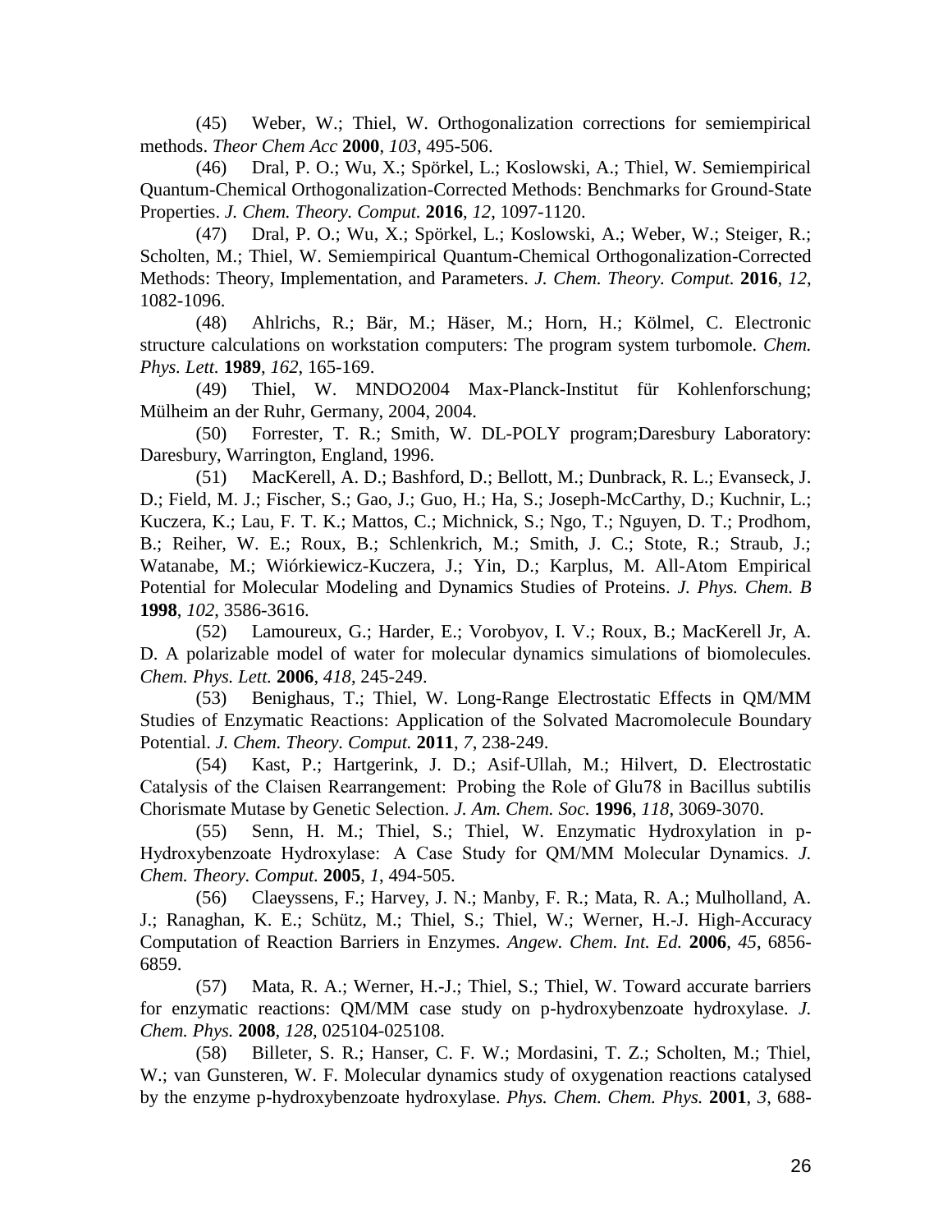(45) Weber, W.; Thiel, W. Orthogonalization corrections for semiempirical methods. *Theor Chem Acc* **2000**, *103*, 495-506.

(46) Dral, P. O.; Wu, X.; Spörkel, L.; Koslowski, A.; Thiel, W. Semiempirical Quantum-Chemical Orthogonalization-Corrected Methods: Benchmarks for Ground-State Properties. *J. Chem. Theory. Comput.* **2016**, *12*, 1097-1120.

(47) Dral, P. O.; Wu, X.; Spörkel, L.; Koslowski, A.; Weber, W.; Steiger, R.; Scholten, M.; Thiel, W. Semiempirical Quantum-Chemical Orthogonalization-Corrected Methods: Theory, Implementation, and Parameters. *J. Chem. Theory. Comput.* **2016**, *12*, 1082-1096.

(48) Ahlrichs, R.; Bär, M.; Häser, M.; Horn, H.; Kölmel, C. Electronic structure calculations on workstation computers: The program system turbomole. *Chem. Phys. Lett.* **1989**, *162*, 165-169.

(49) Thiel, W. MNDO2004 Max-Planck-Institut für Kohlenforschung; Mülheim an der Ruhr, Germany, 2004, 2004.

(50) Forrester, T. R.; Smith, W. DL-POLY program;Daresbury Laboratory: Daresbury, Warrington, England, 1996.

(51) MacKerell, A. D.; Bashford, D.; Bellott, M.; Dunbrack, R. L.; Evanseck, J. D.; Field, M. J.; Fischer, S.; Gao, J.; Guo, H.; Ha, S.; Joseph-McCarthy, D.; Kuchnir, L.; Kuczera, K.; Lau, F. T. K.; Mattos, C.; Michnick, S.; Ngo, T.; Nguyen, D. T.; Prodhom, B.; Reiher, W. E.; Roux, B.; Schlenkrich, M.; Smith, J. C.; Stote, R.; Straub, J.; Watanabe, M.; Wiórkiewicz-Kuczera, J.; Yin, D.; Karplus, M. All-Atom Empirical Potential for Molecular Modeling and Dynamics Studies of Proteins. *J. Phys. Chem. B* **1998**, *102*, 3586-3616.

(52) Lamoureux, G.; Harder, E.; Vorobyov, I. V.; Roux, B.; MacKerell Jr, A. D. A polarizable model of water for molecular dynamics simulations of biomolecules. *Chem. Phys. Lett.* **2006**, *418*, 245-249.

(53) Benighaus, T.; Thiel, W. Long-Range Electrostatic Effects in QM/MM Studies of Enzymatic Reactions: Application of the Solvated Macromolecule Boundary Potential. *J. Chem. Theory. Comput.* **2011**, *7*, 238-249.

(54) Kast, P.; Hartgerink, J. D.; Asif-Ullah, M.; Hilvert, D. Electrostatic Catalysis of the Claisen Rearrangement: Probing the Role of Glu78 in Bacillus subtilis Chorismate Mutase by Genetic Selection. *J. Am. Chem. Soc.* **1996**, *118*, 3069-3070.

(55) Senn, H. M.; Thiel, S.; Thiel, W. Enzymatic Hydroxylation in p-Hydroxybenzoate Hydroxylase: A Case Study for QM/MM Molecular Dynamics. *J. Chem. Theory. Comput.* **2005**, *1*, 494-505.

(56) Claeyssens, F.; Harvey, J. N.; Manby, F. R.; Mata, R. A.; Mulholland, A. J.; Ranaghan, K. E.; Schütz, M.; Thiel, S.; Thiel, W.; Werner, H.-J. High-Accuracy Computation of Reaction Barriers in Enzymes. *Angew. Chem. Int. Ed.* **2006**, *45*, 6856-6859.

(57) Mata, R. A.; Werner, H.-J.; Thiel, S.; Thiel, W. Toward accurate barriers for enzymatic reactions: QM/MM case study on p-hydroxybenzoate hydroxylase. *J. Chem. Phys.* **2008**, *128*, 025104-025108.

(58) Billeter, S. R.; Hanser, C. F. W.; Mordasini, T. Z.; Scholten, M.; Thiel, W.; van Gunsteren, W. F. Molecular dynamics study of oxygenation reactions catalysed by the enzyme p-hydroxybenzoate hydroxylase. *Phys. Chem. Chem. Phys.* **2001**, *3*, 688-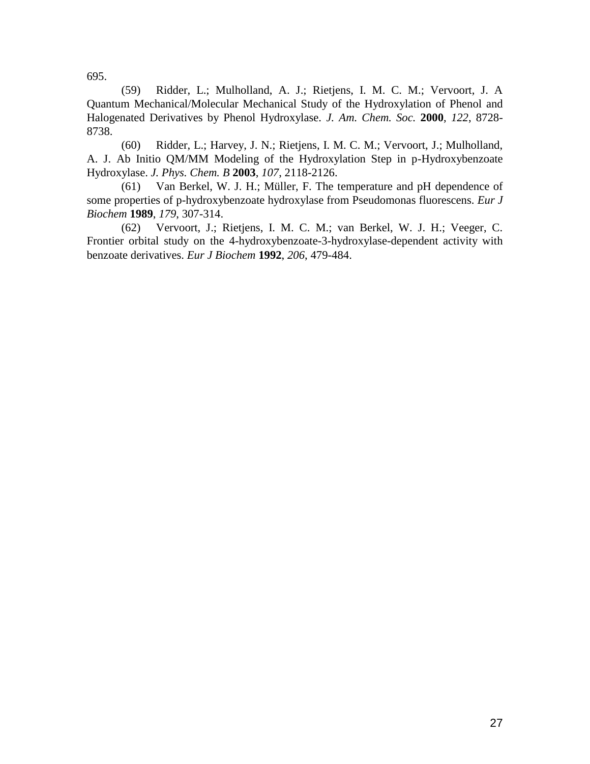695.

(59) Ridder, L.; Mulholland, A. J.; Rietjens, I. M. C. M.; Vervoort, J. A Quantum Mechanical/Molecular Mechanical Study of the Hydroxylation of Phenol and Halogenated Derivatives by Phenol Hydroxylase. *J. Am. Chem. Soc.* **2000**, *122*, 8728-8738.

(60) Ridder, L.; Harvey, J. N.; Rietjens, I. M. C. M.; Vervoort, J.; Mulholland, A. J. Ab Initio QM/MM Modeling of the Hydroxylation Step in p-Hydroxybenzoate Hydroxylase. *J. Phys. Chem. B* **2003**, *107*, 2118-2126.

(61) Van Berkel, W. J. H.; Müller, F. The temperature and pH dependence of some properties of p-hydroxybenzoate hydroxylase from Pseudomonas fluorescens. *Eur J Biochem* **1989**, *179*, 307-314.

(62) Vervoort, J.; Rietjens, I. M. C. M.; van Berkel, W. J. H.; Veeger, C. Frontier orbital study on the 4-hydroxybenzoate-3-hydroxylase-dependent activity with benzoate derivatives. *Eur J Biochem* **1992**, *206*, 479-484.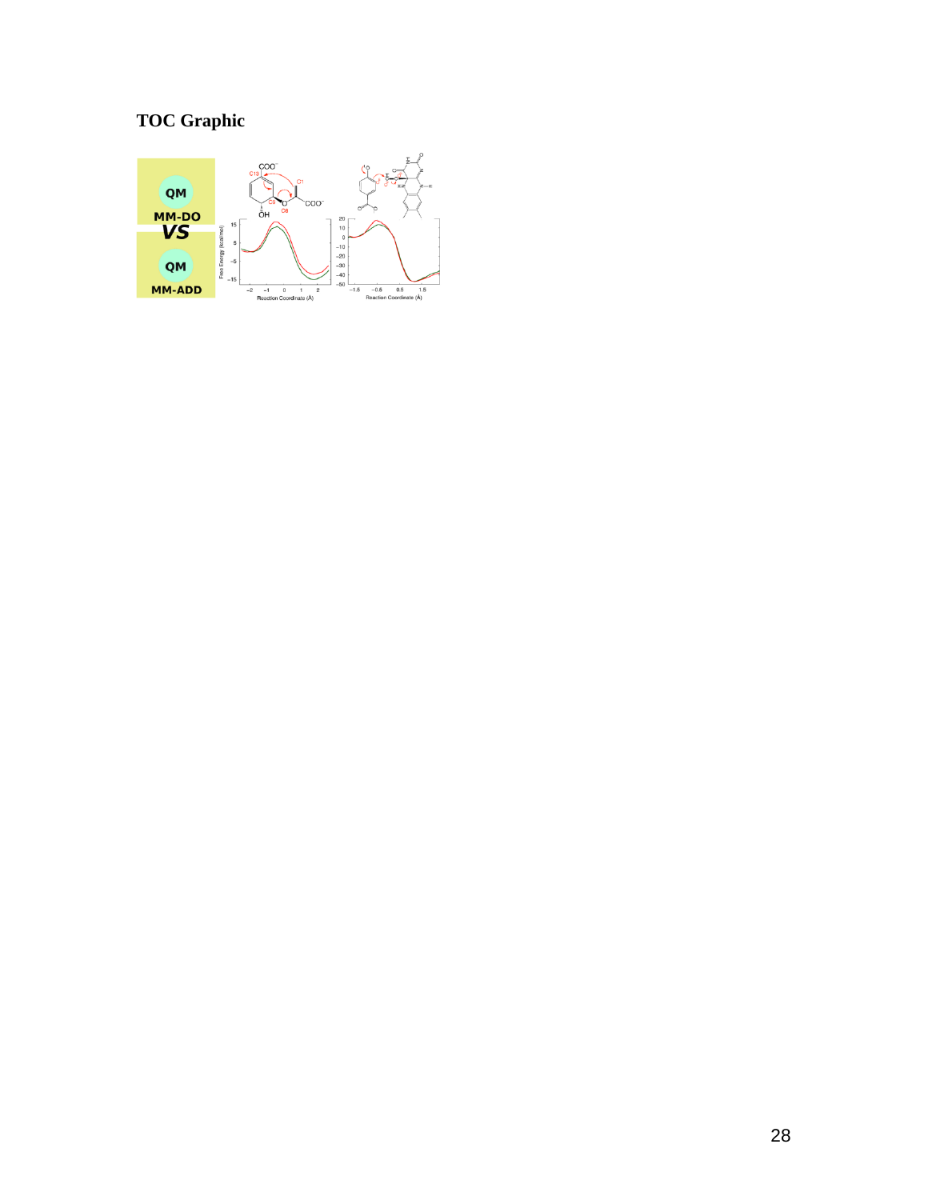# TOC Graphic

QM

MM-DO

VS

QM

MM-ADD

Free Energy (kcal/mol)

15

5

−5

−15

−2 −1 0 1 2

Reaction Coordinate (Å)

20

10

0

−10

−20

−30

−40

−50

−1.5 −0.5 0.5 1.5

Reaction Coordinate (Å)